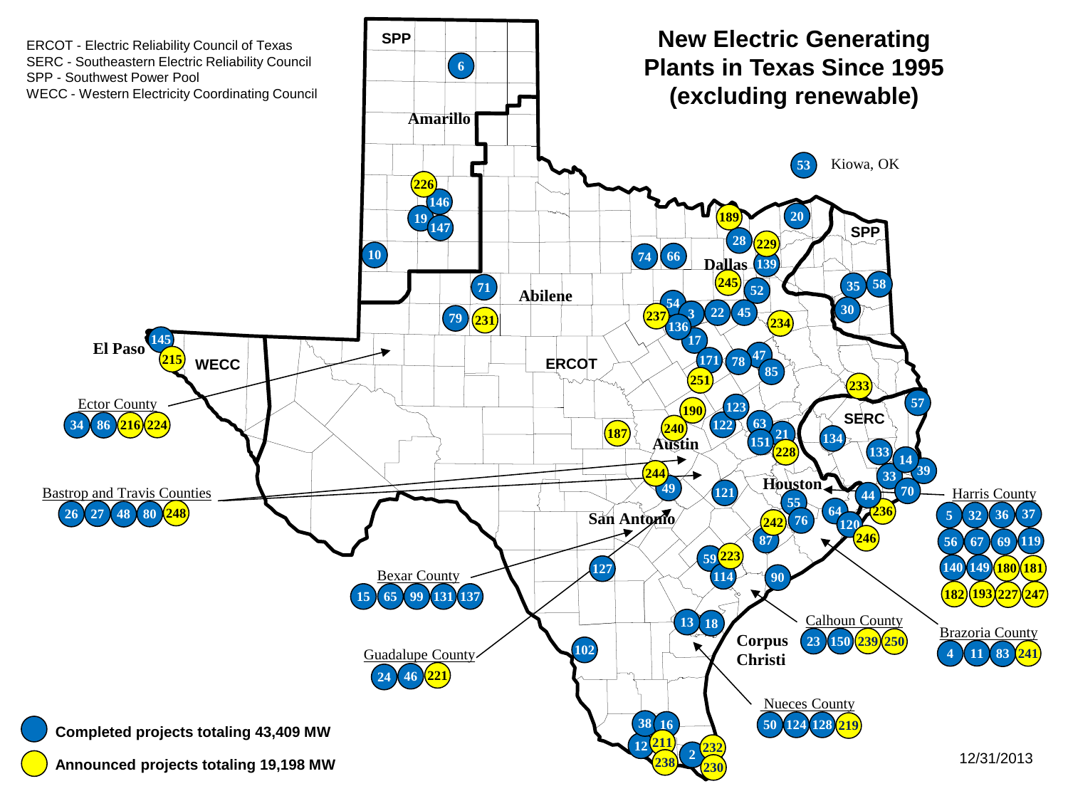# New Electric Generating Plants in Texas Since 1995 (excluding renewable)

ERCOT - Electric Reliability Council of Texas
SERC - Southeastern Electric Reliability Council
SPP - Southwest Power Pool
WECC - Western Electricity Coordinating Council

Ector County: 34, 86, 216, 224

Bastrop and Travis Counties: 26, 27, 48, 80, 248

Bexar County: 15, 65, 99, 131, 137

Guadalupe County: 24, 46, 221

Harris County: 5, 32, 36, 37, 56, 67, 69, 119, 140, 149, 180, 181, 182, 193, 227, 247

Calhoun County: 23, 150, 239, 250

Brazoria County: 4, 11, 83, 241

Nueces County: 50, 124, 128, 219

Kiowa, OK: 53

**Completed projects totaling 43,409 MW**

**Announced projects totaling 19,198 MW**

12/31/2013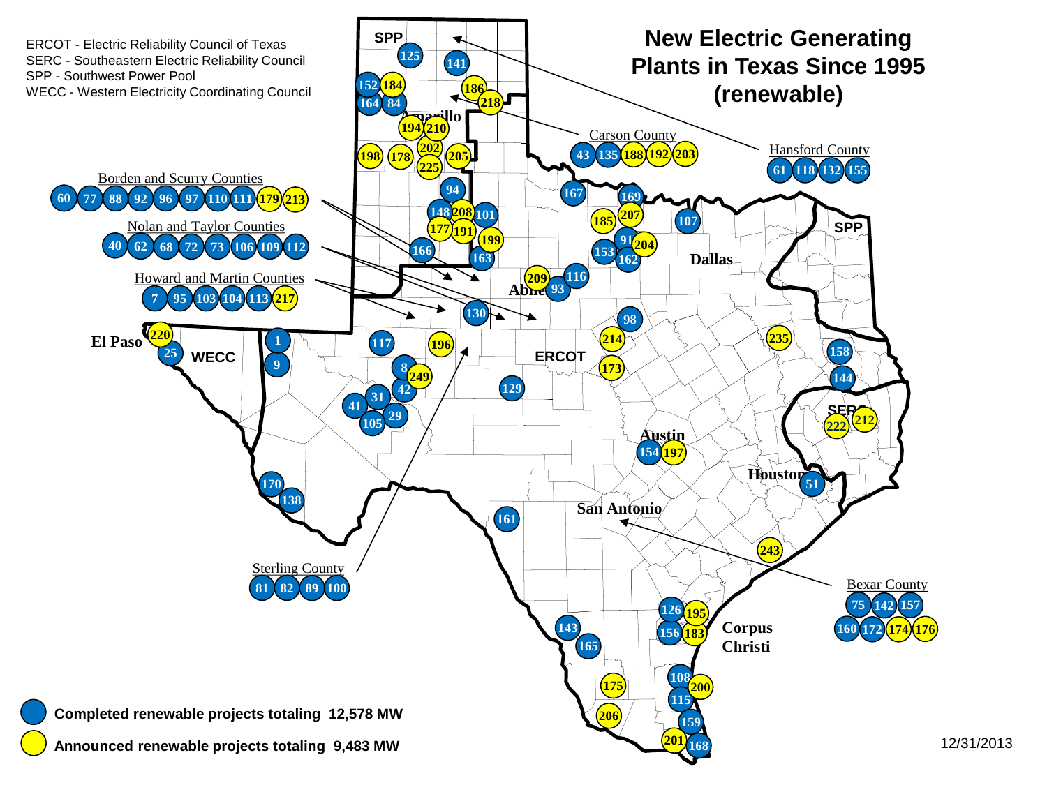# New Electric Generating Plants in Texas Since 1995 (renewable)

ERCOT - Electric Reliability Council of Texas
SERC - Southeastern Electric Reliability Council
SPP - Southwest Power Pool
WECC - Western Electricity Coordinating Council

Borden and Scurry Counties: 60, 77, 88, 92, 96, 97, 110, 111, 179, 213

Nolan and Taylor Counties: 40, 62, 68, 72, 73, 106, 109, 112

Howard and Martin Counties: 7, 95, 103, 104, 113, 217

Carson County: 43, 135, 188, 192, 203

Hansford County: 61, 118, 132, 155

Sterling County: 81, 82, 89, 100

Bexar County: 75, 142, 157, 160, 172, 174, 176

**Completed renewable projects totaling 12,578 MW**

**Announced renewable projects totaling 9,483 MW**

12/31/2013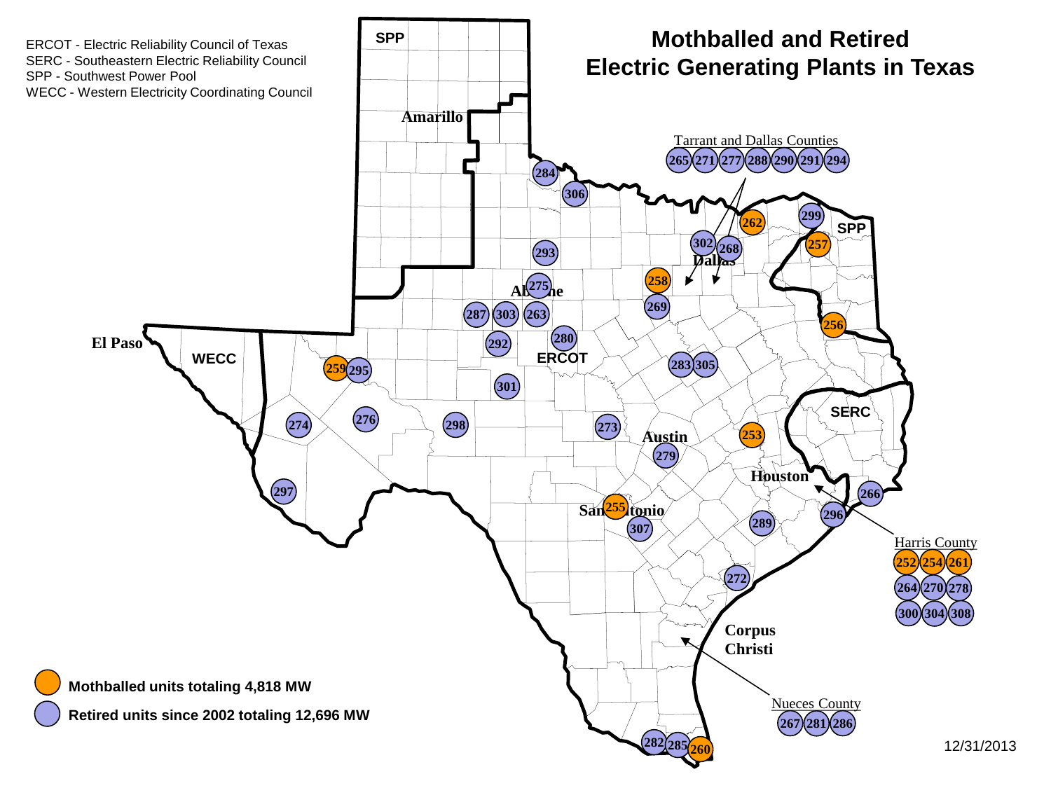# Mothballed and Retired Electric Generating Plants in Texas

ERCOT - Electric Reliability Council of Texas
SERC - Southeastern Electric Reliability Council
SPP - Southwest Power Pool
WECC - Western Electricity Coordinating Council

Tarrant and Dallas Counties: 265, 271, 277, 288, 290, 291, 294

Harris County: 252, 254, 261, 264, 270, 278, 300, 304, 308

Nueces County: 267, 281, 286

Mothballed units totaling 4,818 MW

Retired units since 2002 totaling 12,696 MW

12/31/2013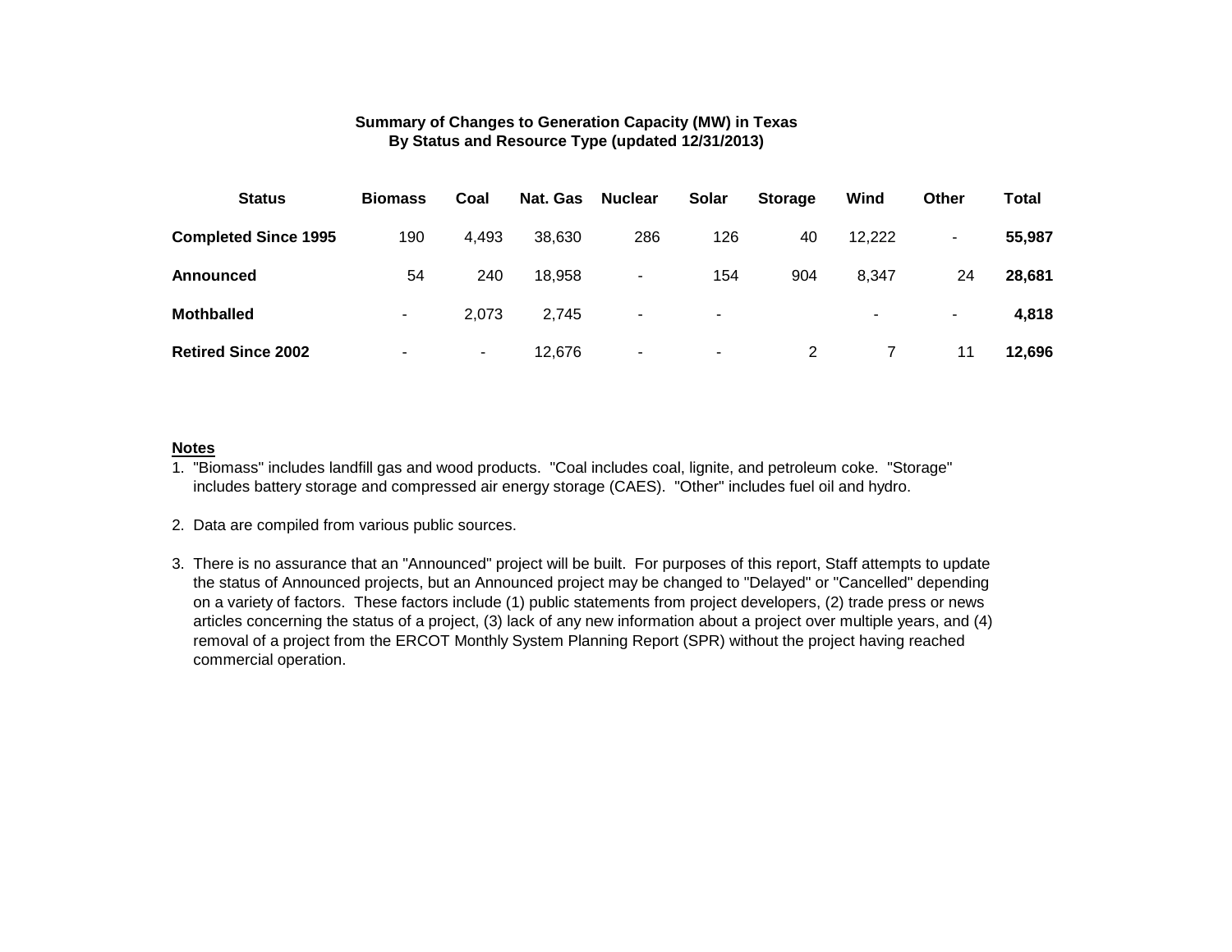**Summary of Changes to Generation Capacity (MW) in Texas**
**By Status and Resource Type (updated 12/31/2013)**

| Status | Biomass | Coal | Nat. Gas | Nuclear | Solar | Storage | Wind | Other | Total |
|---|---|---|---|---|---|---|---|---|---|
| **Completed Since 1995** | 190 | 4,493 | 38,630 | 286 | 126 | 40 | 12,222 | - | **55,987** |
| **Announced** | 54 | 240 | 18,958 | - | 154 | 904 | 8,347 | 24 | **28,681** |
| **Mothballed** | - | 2,073 | 2,745 | - | - | | - | - | **4,818** |
| **Retired Since 2002** | - | - | 12,676 | - | - | 2 | 7 | 11 | **12,696** |

**Notes**

1. "Biomass" includes landfill gas and wood products. "Coal includes coal, lignite, and petroleum coke. "Storage" includes battery storage and compressed air energy storage (CAES). "Other" includes fuel oil and hydro.

2. Data are compiled from various public sources.

3. There is no assurance that an "Announced" project will be built. For purposes of this report, Staff attempts to update the status of Announced projects, but an Announced project may be changed to "Delayed" or "Cancelled" depending on a variety of factors. These factors include (1) public statements from project developers, (2) trade press or news articles concerning the status of a project, (3) lack of any new information about a project over multiple years, and (4) removal of a project from the ERCOT Monthly System Planning Report (SPR) without the project having reached commercial operation.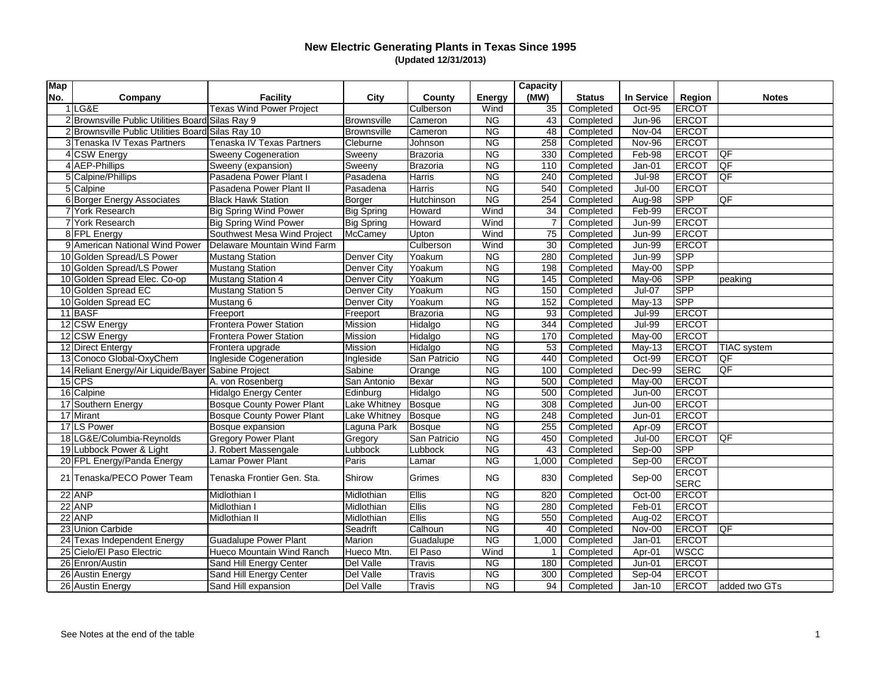# New Electric Generating Plants in Texas Since 1995

**(Updated 12/31/2013)**

| Map No. | Company | Facility | City | County | Energy | Capacity (MW) | Status | In Service | Region | Notes |
|---|---|---|---|---|---|---|---|---|---|---|
| 1 | LG&E | Texas Wind Power Project | | Culberson | Wind | 35 | Completed | Oct-95 | ERCOT | |
| 2 | Brownsville Public Utilities Board | Silas Ray 9 | Brownsville | Cameron | NG | 43 | Completed | Jun-96 | ERCOT | |
| 2 | Brownsville Public Utilities Board | Silas Ray 10 | Brownsville | Cameron | NG | 48 | Completed | Nov-04 | ERCOT | |
| 3 | Tenaska IV Texas Partners | Tenaska IV Texas Partners | Cleburne | Johnson | NG | 258 | Completed | Nov-96 | ERCOT | |
| 4 | CSW Energy | Sweeny Cogeneration | Sweeny | Brazoria | NG | 330 | Completed | Feb-98 | ERCOT | QF |
| 4 | AEP-Phillips | Sweeny (expansion) | Sweeny | Brazoria | NG | 110 | Completed | Jan-01 | ERCOT | QF |
| 5 | Calpine/Phillips | Pasadena Power Plant I | Pasadena | Harris | NG | 240 | Completed | Jul-98 | ERCOT | QF |
| 5 | Calpine | Pasadena Power Plant II | Pasadena | Harris | NG | 540 | Completed | Jul-00 | ERCOT | |
| 6 | Borger Energy Associates | Black Hawk Station | Borger | Hutchinson | NG | 254 | Completed | Aug-98 | SPP | QF |
| 7 | York Research | Big Spring Wind Power | Big Spring | Howard | Wind | 34 | Completed | Feb-99 | ERCOT | |
| 7 | York Research | Big Spring Wind Power | Big Spring | Howard | Wind | 7 | Completed | Jun-99 | ERCOT | |
| 8 | FPL Energy | Southwest Mesa Wind Project | McCamey | Upton | Wind | 75 | Completed | Jun-99 | ERCOT | |
| 9 | American National Wind Power | Delaware Mountain Wind Farm | | Culberson | Wind | 30 | Completed | Jun-99 | ERCOT | |
| 10 | Golden Spread/LS Power | Mustang Station | Denver City | Yoakum | NG | 280 | Completed | Jun-99 | SPP | |
| 10 | Golden Spread/LS Power | Mustang Station | Denver City | Yoakum | NG | 198 | Completed | May-00 | SPP | |
| 10 | Golden Spread Elec. Co-op | Mustang Station 4 | Denver City | Yoakum | NG | 145 | Completed | May-06 | SPP | peaking |
| 10 | Golden Spread EC | Mustang Station 5 | Denver City | Yoakum | NG | 150 | Completed | Jul-07 | SPP | |
| 10 | Golden Spread EC | Mustang 6 | Denver City | Yoakum | NG | 152 | Completed | May-13 | SPP | |
| 11 | BASF | Freeport | Freeport | Brazoria | NG | 93 | Completed | Jul-99 | ERCOT | |
| 12 | CSW Energy | Frontera Power Station | Mission | Hidalgo | NG | 344 | Completed | Jul-99 | ERCOT | |
| 12 | CSW Energy | Frontera Power Station | Mission | Hidalgo | NG | 170 | Completed | May-00 | ERCOT | |
| 12 | Direct Entergy | Frontera upgrade | Mission | Hidalgo | NG | 53 | Completed | May-13 | ERCOT | TIAC system |
| 13 | Conoco Global-OxyChem | Ingleside Cogeneration | Ingleside | San Patricio | NG | 440 | Completed | Oct-99 | ERCOT | QF |
| 14 | Reliant Energy/Air Liquide/Bayer | Sabine Project | Sabine | Orange | NG | 100 | Completed | Dec-99 | SERC | QF |
| 15 | CPS | A. von Rosenberg | San Antonio | Bexar | NG | 500 | Completed | May-00 | ERCOT | |
| 16 | Calpine | Hidalgo Energy Center | Edinburg | Hidalgo | NG | 500 | Completed | Jun-00 | ERCOT | |
| 17 | Southern Energy | Bosque County Power Plant | Lake Whitney | Bosque | NG | 308 | Completed | Jun-00 | ERCOT | |
| 17 | Mirant | Bosque County Power Plant | Lake Whitney | Bosque | NG | 248 | Completed | Jun-01 | ERCOT | |
| 17 | LS Power | Bosque expansion | Laguna Park | Bosque | NG | 255 | Completed | Apr-09 | ERCOT | |
| 18 | LG&E/Columbia-Reynolds | Gregory Power Plant | Gregory | San Patricio | NG | 450 | Completed | Jul-00 | ERCOT | QF |
| 19 | Lubbock Power & Light | J. Robert Massengale | Lubbock | Lubbock | NG | 43 | Completed | Sep-00 | SPP | |
| 20 | FPL Energy/Panda Energy | Lamar Power Plant | Paris | Lamar | NG | 1,000 | Completed | Sep-00 | ERCOT | |
| 21 | Tenaska/PECO Power Team | Tenaska Frontier Gen. Sta. | Shirow | Grimes | NG | 830 | Completed | Sep-00 | ERCOT SERC | |
| 22 | ANP | Midlothian I | Midlothian | Ellis | NG | 820 | Completed | Oct-00 | ERCOT | |
| 22 | ANP | Midlothian I | Midlothian | Ellis | NG | 280 | Completed | Feb-01 | ERCOT | |
| 22 | ANP | Midlothian II | Midlothian | Ellis | NG | 550 | Completed | Aug-02 | ERCOT | |
| 23 | Union Carbide | | Seadrift | Calhoun | NG | 40 | Completed | Nov-00 | ERCOT | QF |
| 24 | Texas Independent Energy | Guadalupe Power Plant | Marion | Guadalupe | NG | 1,000 | Completed | Jan-01 | ERCOT | |
| 25 | Cielo/El Paso Electric | Hueco Mountain Wind Ranch | Hueco Mtn. | El Paso | Wind | 1 | Completed | Apr-01 | WSCC | |
| 26 | Enron/Austin | Sand Hill Energy Center | Del Valle | Travis | NG | 180 | Completed | Jun-01 | ERCOT | |
| 26 | Austin Energy | Sand Hill Energy Center | Del Valle | Travis | NG | 300 | Completed | Sep-04 | ERCOT | |
| 26 | Austin Energy | Sand Hill expansion | Del Valle | Travis | NG | 94 | Completed | Jan-10 | ERCOT | added two GTs |

See Notes at the end of the table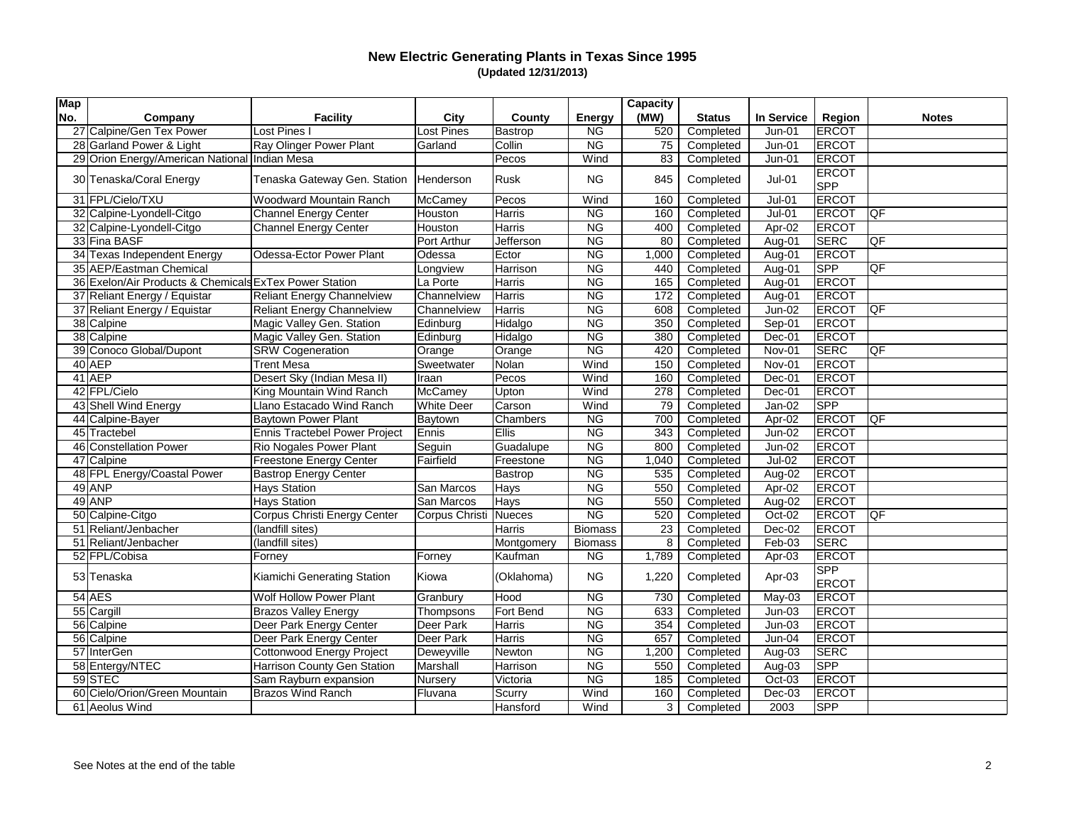# New Electric Generating Plants in Texas Since 1995

**(Updated 12/31/2013)**

| Map No. | Company | Facility | City | County | Energy | Capacity (MW) | Status | In Service | Region | Notes |
|---|---|---|---|---|---|---|---|---|---|---|
| 27 | Calpine/Gen Tex Power | Lost Pines I | Lost Pines | Bastrop | NG | 520 | Completed | Jun-01 | ERCOT | |
| 28 | Garland Power & Light | Ray Olinger Power Plant | Garland | Collin | NG | 75 | Completed | Jun-01 | ERCOT | |
| 29 | Orion Energy/American National | Indian Mesa | | Pecos | Wind | 83 | Completed | Jun-01 | ERCOT | |
| 30 | Tenaska/Coral Energy | Tenaska Gateway Gen. Station | Henderson | Rusk | NG | 845 | Completed | Jul-01 | ERCOT SPP | |
| 31 | FPL/Cielo/TXU | Woodward Mountain Ranch | McCamey | Pecos | Wind | 160 | Completed | Jul-01 | ERCOT | |
| 32 | Calpine-Lyondell-Citgo | Channel Energy Center | Houston | Harris | NG | 160 | Completed | Jul-01 | ERCOT | QF |
| 32 | Calpine-Lyondell-Citgo | Channel Energy Center | Houston | Harris | NG | 400 | Completed | Apr-02 | ERCOT | |
| 33 | Fina BASF | | Port Arthur | Jefferson | NG | 80 | Completed | Aug-01 | SERC | QF |
| 34 | Texas Independent Energy | Odessa-Ector Power Plant | Odessa | Ector | NG | 1,000 | Completed | Aug-01 | ERCOT | |
| 35 | AEP/Eastman Chemical | | Longview | Harrison | NG | 440 | Completed | Aug-01 | SPP | QF |
| 36 | Exelon/Air Products & Chemicals | ExTex Power Station | La Porte | Harris | NG | 165 | Completed | Aug-01 | ERCOT | |
| 37 | Reliant Energy / Equistar | Reliant Energy Channelview | Channelview | Harris | NG | 172 | Completed | Aug-01 | ERCOT | |
| 37 | Reliant Energy / Equistar | Reliant Energy Channelview | Channelview | Harris | NG | 608 | Completed | Jun-02 | ERCOT | QF |
| 38 | Calpine | Magic Valley Gen. Station | Edinburg | Hidalgo | NG | 350 | Completed | Sep-01 | ERCOT | |
| 38 | Calpine | Magic Valley Gen. Station | Edinburg | Hidalgo | NG | 380 | Completed | Dec-01 | ERCOT | |
| 39 | Conoco Global/Dupont | SRW Cogeneration | Orange | Orange | NG | 420 | Completed | Nov-01 | SERC | QF |
| 40 | AEP | Trent Mesa | Sweetwater | Nolan | Wind | 150 | Completed | Nov-01 | ERCOT | |
| 41 | AEP | Desert Sky (Indian Mesa II) | Iraan | Pecos | Wind | 160 | Completed | Dec-01 | ERCOT | |
| 42 | FPL/Cielo | King Mountain Wind Ranch | McCamey | Upton | Wind | 278 | Completed | Dec-01 | ERCOT | |
| 43 | Shell Wind Energy | Llano Estacado Wind Ranch | White Deer | Carson | Wind | 79 | Completed | Jan-02 | SPP | |
| 44 | Calpine-Bayer | Baytown Power Plant | Baytown | Chambers | NG | 700 | Completed | Apr-02 | ERCOT | QF |
| 45 | Tractebel | Ennis Tractebel Power Project | Ennis | Ellis | NG | 343 | Completed | Jun-02 | ERCOT | |
| 46 | Constellation Power | Rio Nogales Power Plant | Seguin | Guadalupe | NG | 800 | Completed | Jun-02 | ERCOT | |
| 47 | Calpine | Freestone Energy Center | Fairfield | Freestone | NG | 1,040 | Completed | Jul-02 | ERCOT | |
| 48 | FPL Energy/Coastal Power | Bastrop Energy Center | | Bastrop | NG | 535 | Completed | Aug-02 | ERCOT | |
| 49 | ANP | Hays Station | San Marcos | Hays | NG | 550 | Completed | Apr-02 | ERCOT | |
| 49 | ANP | Hays Station | San Marcos | Hays | NG | 550 | Completed | Aug-02 | ERCOT | |
| 50 | Calpine-Citgo | Corpus Christi Energy Center | Corpus Christi | Nueces | NG | 520 | Completed | Oct-02 | ERCOT | QF |
| 51 | Reliant/Jenbacher | (landfill sites) | | Harris | Biomass | 23 | Completed | Dec-02 | ERCOT | |
| 51 | Reliant/Jenbacher | (landfill sites) | | Montgomery | Biomass | 8 | Completed | Feb-03 | SERC | |
| 52 | FPL/Cobisa | Forney | Forney | Kaufman | NG | 1,789 | Completed | Apr-03 | ERCOT | |
| 53 | Tenaska | Kiamichi Generating Station | Kiowa | (Oklahoma) | NG | 1,220 | Completed | Apr-03 | SPP ERCOT | |
| 54 | AES | Wolf Hollow Power Plant | Granbury | Hood | NG | 730 | Completed | May-03 | ERCOT | |
| 55 | Cargill | Brazos Valley Energy | Thompsons | Fort Bend | NG | 633 | Completed | Jun-03 | ERCOT | |
| 56 | Calpine | Deer Park Energy Center | Deer Park | Harris | NG | 354 | Completed | Jun-03 | ERCOT | |
| 56 | Calpine | Deer Park Energy Center | Deer Park | Harris | NG | 657 | Completed | Jun-04 | ERCOT | |
| 57 | InterGen | Cottonwood Energy Project | Deweyville | Newton | NG | 1,200 | Completed | Aug-03 | SERC | |
| 58 | Entergy/NTEC | Harrison County Gen Station | Marshall | Harrison | NG | 550 | Completed | Aug-03 | SPP | |
| 59 | STEC | Sam Rayburn expansion | Nursery | Victoria | NG | 185 | Completed | Oct-03 | ERCOT | |
| 60 | Cielo/Orion/Green Mountain | Brazos Wind Ranch | Fluvana | Scurry | Wind | 160 | Completed | Dec-03 | ERCOT | |
| 61 | Aeolus Wind | | | Hansford | Wind | 3 | Completed | 2003 | SPP | |

See Notes at the end of the table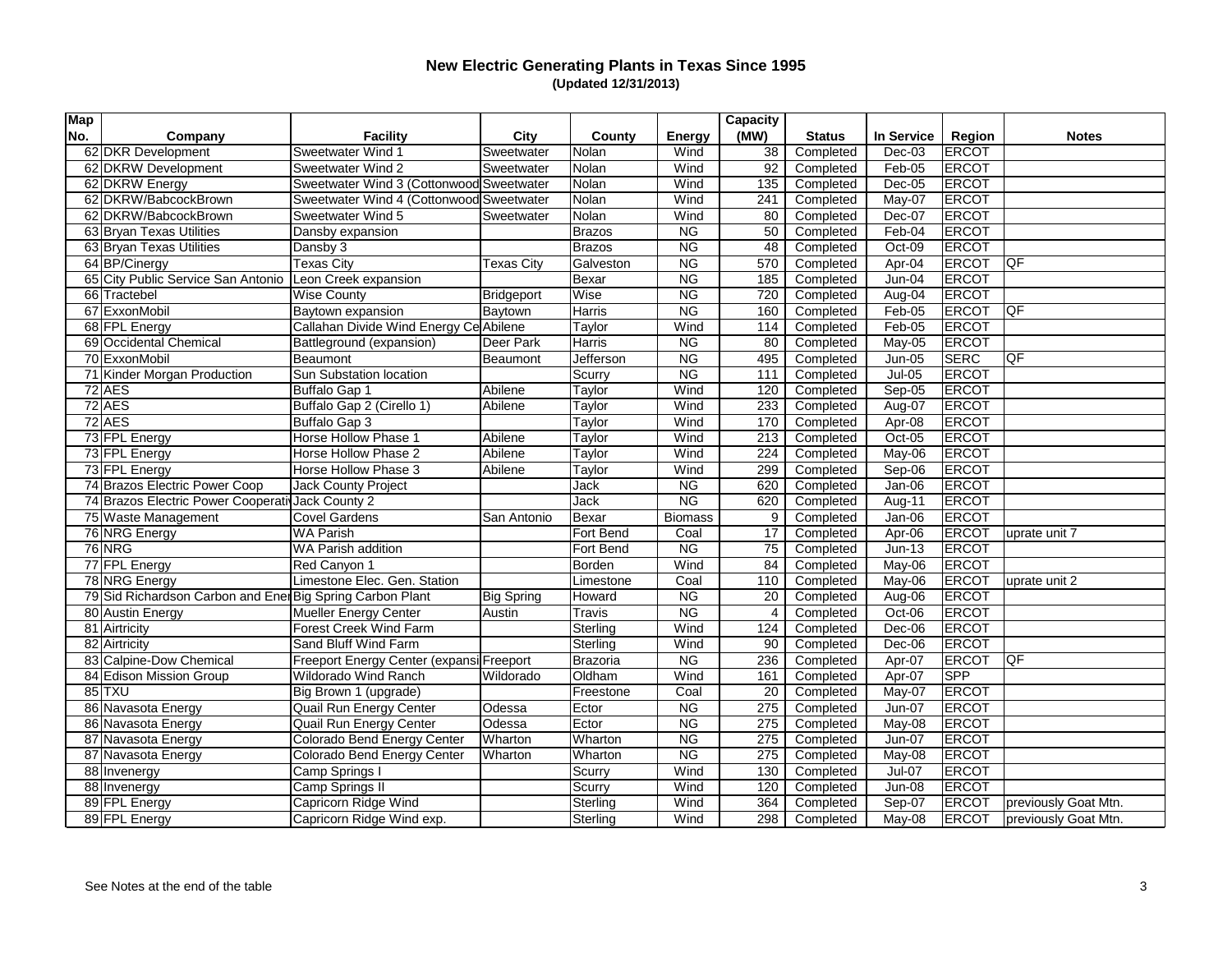# New Electric Generating Plants in Texas Since 1995

**(Updated 12/31/2013)**

| Map No. | Company | Facility | City | County | Energy | Capacity (MW) | Status | In Service | Region | Notes |
|---|---|---|---|---|---|---|---|---|---|---|
| 62 | DKR Development | Sweetwater Wind 1 | Sweetwater | Nolan | Wind | 38 | Completed | Dec-03 | ERCOT | |
| 62 | DKRW Development | Sweetwater Wind 2 | Sweetwater | Nolan | Wind | 92 | Completed | Feb-05 | ERCOT | |
| 62 | DKRW Energy | Sweetwater Wind 3 (Cottonwood | Sweetwater | Nolan | Wind | 135 | Completed | Dec-05 | ERCOT | |
| 62 | DKRW/BabcockBrown | Sweetwater Wind 4 (Cottonwood | Sweetwater | Nolan | Wind | 241 | Completed | May-07 | ERCOT | |
| 62 | DKRW/BabcockBrown | Sweetwater Wind 5 | Sweetwater | Nolan | Wind | 80 | Completed | Dec-07 | ERCOT | |
| 63 | Bryan Texas Utilities | Dansby expansion | | Brazos | NG | 50 | Completed | Feb-04 | ERCOT | |
| 63 | Bryan Texas Utilities | Dansby 3 | | Brazos | NG | 48 | Completed | Oct-09 | ERCOT | |
| 64 | BP/Cinergy | Texas City | Texas City | Galveston | NG | 570 | Completed | Apr-04 | ERCOT | QF |
| 65 | City Public Service San Antonio | Leon Creek expansion | | Bexar | NG | 185 | Completed | Jun-04 | ERCOT | |
| 66 | Tractebel | Wise County | Bridgeport | Wise | NG | 720 | Completed | Aug-04 | ERCOT | |
| 67 | ExxonMobil | Baytown expansion | Baytown | Harris | NG | 160 | Completed | Feb-05 | ERCOT | QF |
| 68 | FPL Energy | Callahan Divide Wind Energy Ce | Abilene | Taylor | Wind | 114 | Completed | Feb-05 | ERCOT | |
| 69 | Occidental Chemical | Battleground (expansion) | Deer Park | Harris | NG | 80 | Completed | May-05 | ERCOT | |
| 70 | ExxonMobil | Beaumont | Beaumont | Jefferson | NG | 495 | Completed | Jun-05 | SERC | QF |
| 71 | Kinder Morgan Production | Sun Substation location | | Scurry | NG | 111 | Completed | Jul-05 | ERCOT | |
| 72 | AES | Buffalo Gap 1 | Abilene | Taylor | Wind | 120 | Completed | Sep-05 | ERCOT | |
| 72 | AES | Buffalo Gap 2 (Cirello 1) | Abilene | Taylor | Wind | 233 | Completed | Aug-07 | ERCOT | |
| 72 | AES | Buffalo Gap 3 | | Taylor | Wind | 170 | Completed | Apr-08 | ERCOT | |
| 73 | FPL Energy | Horse Hollow Phase 1 | Abilene | Taylor | Wind | 213 | Completed | Oct-05 | ERCOT | |
| 73 | FPL Energy | Horse Hollow Phase 2 | Abilene | Taylor | Wind | 224 | Completed | May-06 | ERCOT | |
| 73 | FPL Energy | Horse Hollow Phase 3 | Abilene | Taylor | Wind | 299 | Completed | Sep-06 | ERCOT | |
| 74 | Brazos Electric Power Coop | Jack County Project | | Jack | NG | 620 | Completed | Jan-06 | ERCOT | |
| 74 | Brazos Electric Power Cooperati | Jack County 2 | | Jack | NG | 620 | Completed | Aug-11 | ERCOT | |
| 75 | Waste Management | Covel Gardens | San Antonio | Bexar | Biomass | 9 | Completed | Jan-06 | ERCOT | |
| 76 | NRG Energy | WA Parish | | Fort Bend | Coal | 17 | Completed | Apr-06 | ERCOT | uprate unit 7 |
| 76 | NRG | WA Parish addition | | Fort Bend | NG | 75 | Completed | Jun-13 | ERCOT | |
| 77 | FPL Energy | Red Canyon 1 | | Borden | Wind | 84 | Completed | May-06 | ERCOT | |
| 78 | NRG Energy | Limestone Elec. Gen. Station | | Limestone | Coal | 110 | Completed | May-06 | ERCOT | uprate unit 2 |
| 79 | Sid Richardson Carbon and Ener | Big Spring Carbon Plant | Big Spring | Howard | NG | 20 | Completed | Aug-06 | ERCOT | |
| 80 | Austin Energy | Mueller Energy Center | Austin | Travis | NG | 4 | Completed | Oct-06 | ERCOT | |
| 81 | Airtricity | Forest Creek Wind Farm | | Sterling | Wind | 124 | Completed | Dec-06 | ERCOT | |
| 82 | Airtricity | Sand Bluff Wind Farm | | Sterling | Wind | 90 | Completed | Dec-06 | ERCOT | |
| 83 | Calpine-Dow Chemical | Freeport Energy Center (expansi | Freeport | Brazoria | NG | 236 | Completed | Apr-07 | ERCOT | QF |
| 84 | Edison Mission Group | Wildorado Wind Ranch | Wildorado | Oldham | Wind | 161 | Completed | Apr-07 | SPP | |
| 85 | TXU | Big Brown 1 (upgrade) | | Freestone | Coal | 20 | Completed | May-07 | ERCOT | |
| 86 | Navasota Energy | Quail Run Energy Center | Odessa | Ector | NG | 275 | Completed | Jun-07 | ERCOT | |
| 86 | Navasota Energy | Quail Run Energy Center | Odessa | Ector | NG | 275 | Completed | May-08 | ERCOT | |
| 87 | Navasota Energy | Colorado Bend Energy Center | Wharton | Wharton | NG | 275 | Completed | Jun-07 | ERCOT | |
| 87 | Navasota Energy | Colorado Bend Energy Center | Wharton | Wharton | NG | 275 | Completed | May-08 | ERCOT | |
| 88 | Invenergy | Camp Springs I | | Scurry | Wind | 130 | Completed | Jul-07 | ERCOT | |
| 88 | Invenergy | Camp Springs II | | Scurry | Wind | 120 | Completed | Jun-08 | ERCOT | |
| 89 | FPL Energy | Capricorn Ridge Wind | | Sterling | Wind | 364 | Completed | Sep-07 | ERCOT | previously Goat Mtn. |
| 89 | FPL Energy | Capricorn Ridge Wind exp. | | Sterling | Wind | 298 | Completed | May-08 | ERCOT | previously Goat Mtn. |

See Notes at the end of the table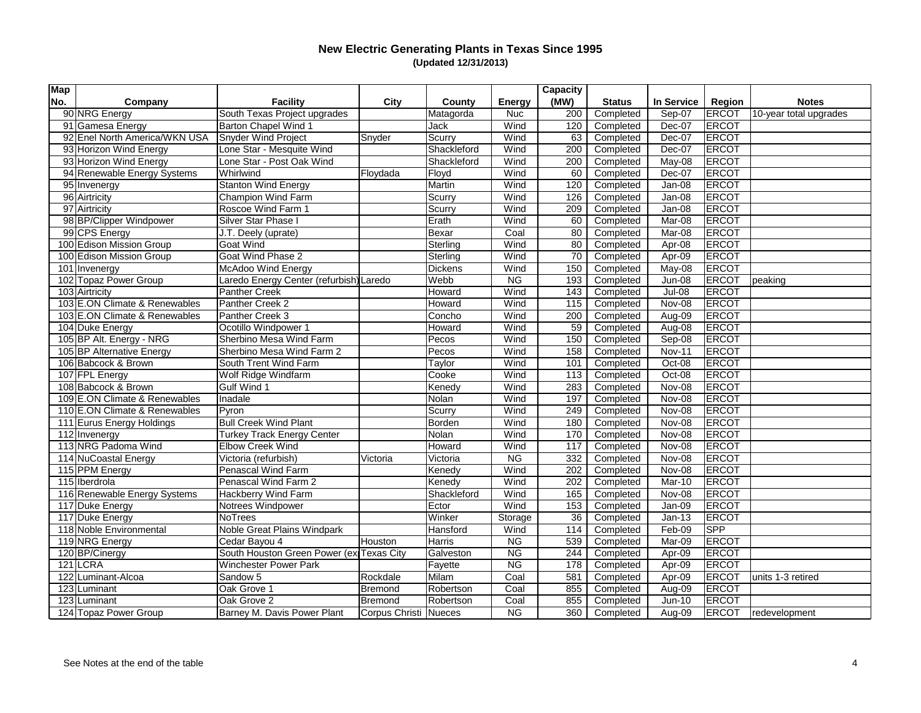# New Electric Generating Plants in Texas Since 1995

**(Updated 12/31/2013)**

| Map No. | Company | Facility | City | County | Energy | Capacity (MW) | Status | In Service | Region | Notes |
|---|---|---|---|---|---|---|---|---|---|---|
| 90 | NRG Energy | South Texas Project upgrades | | Matagorda | Nuc | 200 | Completed | Sep-07 | ERCOT | 10-year total upgrades |
| 91 | Gamesa Energy | Barton Chapel Wind 1 | | Jack | Wind | 120 | Completed | Dec-07 | ERCOT | |
| 92 | Enel North America/WKN USA | Snyder Wind Project | Snyder | Scurry | Wind | 63 | Completed | Dec-07 | ERCOT | |
| 93 | Horizon Wind Energy | Lone Star - Mesquite Wind | | Shackleford | Wind | 200 | Completed | Dec-07 | ERCOT | |
| 93 | Horizon Wind Energy | Lone Star - Post Oak Wind | | Shackleford | Wind | 200 | Completed | May-08 | ERCOT | |
| 94 | Renewable Energy Systems | Whirlwind | Floydada | Floyd | Wind | 60 | Completed | Dec-07 | ERCOT | |
| 95 | Invenergy | Stanton Wind Energy | | Martin | Wind | 120 | Completed | Jan-08 | ERCOT | |
| 96 | Airtricity | Champion Wind Farm | | Scurry | Wind | 126 | Completed | Jan-08 | ERCOT | |
| 97 | Airtricity | Roscoe Wind Farm 1 | | Scurry | Wind | 209 | Completed | Jan-08 | ERCOT | |
| 98 | BP/Clipper Windpower | Silver Star Phase I | | Erath | Wind | 60 | Completed | Mar-08 | ERCOT | |
| 99 | CPS Energy | J.T. Deely (uprate) | | Bexar | Coal | 80 | Completed | Mar-08 | ERCOT | |
| 100 | Edison Mission Group | Goat Wind | | Sterling | Wind | 80 | Completed | Apr-08 | ERCOT | |
| 100 | Edison Mission Group | Goat Wind Phase 2 | | Sterling | Wind | 70 | Completed | Apr-09 | ERCOT | |
| 101 | Invenergy | McAdoo Wind Energy | | Dickens | Wind | 150 | Completed | May-08 | ERCOT | |
| 102 | Topaz Power Group | Laredo Energy Center (refurbish) | Laredo | Webb | NG | 193 | Completed | Jun-08 | ERCOT | peaking |
| 103 | Airtricity | Panther Creek | | Howard | Wind | 143 | Completed | Jul-08 | ERCOT | |
| 103 | E.ON Climate & Renewables | Panther Creek 2 | | Howard | Wind | 115 | Completed | Nov-08 | ERCOT | |
| 103 | E.ON Climate & Renewables | Panther Creek 3 | | Concho | Wind | 200 | Completed | Aug-09 | ERCOT | |
| 104 | Duke Energy | Ocotillo Windpower 1 | | Howard | Wind | 59 | Completed | Aug-08 | ERCOT | |
| 105 | BP Alt. Energy - NRG | Sherbino Mesa Wind Farm | | Pecos | Wind | 150 | Completed | Sep-08 | ERCOT | |
| 105 | BP Alternative Energy | Sherbino Mesa Wind Farm 2 | | Pecos | Wind | 158 | Completed | Nov-11 | ERCOT | |
| 106 | Babcock & Brown | South Trent Wind Farm | | Taylor | Wind | 101 | Completed | Oct-08 | ERCOT | |
| 107 | FPL Energy | Wolf Ridge Windfarm | | Cooke | Wind | 113 | Completed | Oct-08 | ERCOT | |
| 108 | Babcock & Brown | Gulf Wind 1 | | Kenedy | Wind | 283 | Completed | Nov-08 | ERCOT | |
| 109 | E.ON Climate & Renewables | Inadale | | Nolan | Wind | 197 | Completed | Nov-08 | ERCOT | |
| 110 | E.ON Climate & Renewables | Pyron | | Scurry | Wind | 249 | Completed | Nov-08 | ERCOT | |
| 111 | Eurus Energy Holdings | Bull Creek Wind Plant | | Borden | Wind | 180 | Completed | Nov-08 | ERCOT | |
| 112 | Invenergy | Turkey Track Energy Center | | Nolan | Wind | 170 | Completed | Nov-08 | ERCOT | |
| 113 | NRG Padoma Wind | Elbow Creek Wind | | Howard | Wind | 117 | Completed | Nov-08 | ERCOT | |
| 114 | NuCoastal Energy | Victoria (refurbish) | Victoria | Victoria | NG | 332 | Completed | Nov-08 | ERCOT | |
| 115 | PPM Energy | Penascal Wind Farm | | Kenedy | Wind | 202 | Completed | Nov-08 | ERCOT | |
| 115 | Iberdrola | Penascal Wind Farm 2 | | Kenedy | Wind | 202 | Completed | Mar-10 | ERCOT | |
| 116 | Renewable Energy Systems | Hackberry Wind Farm | | Shackleford | Wind | 165 | Completed | Nov-08 | ERCOT | |
| 117 | Duke Energy | Notrees Windpower | | Ector | Wind | 153 | Completed | Jan-09 | ERCOT | |
| 117 | Duke Energy | NoTrees | | Winker | Storage | 36 | Completed | Jan-13 | ERCOT | |
| 118 | Noble Environmental | Noble Great Plains Windpark | | Hansford | Wind | 114 | Completed | Feb-09 | SPP | |
| 119 | NRG Energy | Cedar Bayou 4 | Houston | Harris | NG | 539 | Completed | Mar-09 | ERCOT | |
| 120 | BP/Cinergy | South Houston Green Power (ex | Texas City | Galveston | NG | 244 | Completed | Apr-09 | ERCOT | |
| 121 | LCRA | Winchester Power Park | | Fayette | NG | 178 | Completed | Apr-09 | ERCOT | |
| 122 | Luminant-Alcoa | Sandow 5 | Rockdale | Milam | Coal | 581 | Completed | Apr-09 | ERCOT | units 1-3 retired |
| 123 | Luminant | Oak Grove 1 | Bremond | Robertson | Coal | 855 | Completed | Aug-09 | ERCOT | |
| 123 | Luminant | Oak Grove 2 | Bremond | Robertson | Coal | 855 | Completed | Jun-10 | ERCOT | |
| 124 | Topaz Power Group | Barney M. Davis Power Plant | Corpus Christi | Nueces | NG | 360 | Completed | Aug-09 | ERCOT | redevelopment |

See Notes at the end of the table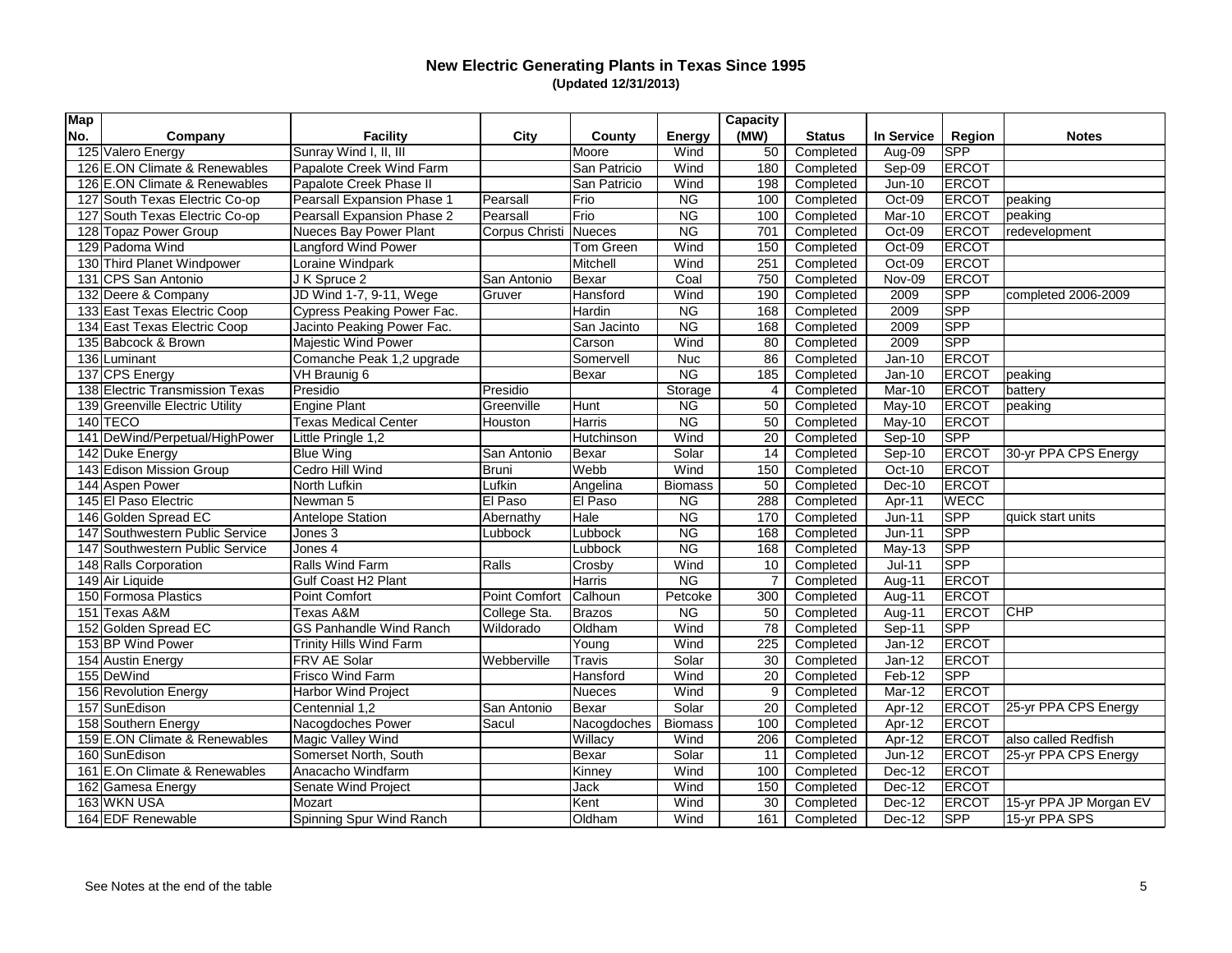# New Electric Generating Plants in Texas Since 1995

**(Updated 12/31/2013)**

| Map No. | Company | Facility | City | County | Energy | Capacity (MW) | Status | In Service | Region | Notes |
|---|---|---|---|---|---|---|---|---|---|---|
| 125 | Valero Energy | Sunray Wind I, II, III | | Moore | Wind | 50 | Completed | Aug-09 | SPP | |
| 126 | E.ON Climate & Renewables | Papalote Creek Wind Farm | | San Patricio | Wind | 180 | Completed | Sep-09 | ERCOT | |
| 126 | E.ON Climate & Renewables | Papalote Creek Phase II | | San Patricio | Wind | 198 | Completed | Jun-10 | ERCOT | |
| 127 | South Texas Electric Co-op | Pearsall Expansion Phase 1 | Pearsall | Frio | NG | 100 | Completed | Oct-09 | ERCOT | peaking |
| 127 | South Texas Electric Co-op | Pearsall Expansion Phase 2 | Pearsall | Frio | NG | 100 | Completed | Mar-10 | ERCOT | peaking |
| 128 | Topaz Power Group | Nueces Bay Power Plant | Corpus Christi | Nueces | NG | 701 | Completed | Oct-09 | ERCOT | redevelopment |
| 129 | Padoma Wind | Langford Wind Power | | Tom Green | Wind | 150 | Completed | Oct-09 | ERCOT | |
| 130 | Third Planet Windpower | Loraine Windpark | | Mitchell | Wind | 251 | Completed | Oct-09 | ERCOT | |
| 131 | CPS San Antonio | J K Spruce 2 | San Antonio | Bexar | Coal | 750 | Completed | Nov-09 | ERCOT | |
| 132 | Deere & Company | JD Wind 1-7, 9-11, Wege | Gruver | Hansford | Wind | 190 | Completed | 2009 | SPP | completed 2006-2009 |
| 133 | East Texas Electric Coop | Cypress Peaking Power Fac. | | Hardin | NG | 168 | Completed | 2009 | SPP | |
| 134 | East Texas Electric Coop | Jacinto Peaking Power Fac. | | San Jacinto | NG | 168 | Completed | 2009 | SPP | |
| 135 | Babcock & Brown | Majestic Wind Power | | Carson | Wind | 80 | Completed | 2009 | SPP | |
| 136 | Luminant | Comanche Peak 1,2 upgrade | | Somervell | Nuc | 86 | Completed | Jan-10 | ERCOT | |
| 137 | CPS Energy | VH Braunig 6 | | Bexar | NG | 185 | Completed | Jan-10 | ERCOT | peaking |
| 138 | Electric Transmission Texas | Presidio | Presidio | | Storage | 4 | Completed | Mar-10 | ERCOT | battery |
| 139 | Greenville Electric Utility | Engine Plant | Greenville | Hunt | NG | 50 | Completed | May-10 | ERCOT | peaking |
| 140 | TECO | Texas Medical Center | Houston | Harris | NG | 50 | Completed | May-10 | ERCOT | |
| 141 | DeWind/Perpetual/HighPower | Little Pringle 1,2 | | Hutchinson | Wind | 20 | Completed | Sep-10 | SPP | |
| 142 | Duke Energy | Blue Wing | San Antonio | Bexar | Solar | 14 | Completed | Sep-10 | ERCOT | 30-yr PPA CPS Energy |
| 143 | Edison Mission Group | Cedro Hill Wind | Bruni | Webb | Wind | 150 | Completed | Oct-10 | ERCOT | |
| 144 | Aspen Power | North Lufkin | Lufkin | Angelina | Biomass | 50 | Completed | Dec-10 | ERCOT | |
| 145 | El Paso Electric | Newman 5 | El Paso | El Paso | NG | 288 | Completed | Apr-11 | WECC | |
| 146 | Golden Spread EC | Antelope Station | Abernathy | Hale | NG | 170 | Completed | Jun-11 | SPP | quick start units |
| 147 | Southwestern Public Service | Jones 3 | Lubbock | Lubbock | NG | 168 | Completed | Jun-11 | SPP | |
| 147 | Southwestern Public Service | Jones 4 | | Lubbock | NG | 168 | Completed | May-13 | SPP | |
| 148 | Ralls Corporation | Ralls Wind Farm | Ralls | Crosby | Wind | 10 | Completed | Jul-11 | SPP | |
| 149 | Air Liquide | Gulf Coast H2 Plant | | Harris | NG | 7 | Completed | Aug-11 | ERCOT | |
| 150 | Formosa Plastics | Point Comfort | Point Comfort | Calhoun | Petcoke | 300 | Completed | Aug-11 | ERCOT | |
| 151 | Texas A&M | Texas A&M | College Sta. | Brazos | NG | 50 | Completed | Aug-11 | ERCOT | CHP |
| 152 | Golden Spread EC | GS Panhandle Wind Ranch | Wildorado | Oldham | Wind | 78 | Completed | Sep-11 | SPP | |
| 153 | BP Wind Power | Trinity Hills Wind Farm | | Young | Wind | 225 | Completed | Jan-12 | ERCOT | |
| 154 | Austin Energy | FRV AE Solar | Webberville | Travis | Solar | 30 | Completed | Jan-12 | ERCOT | |
| 155 | DeWind | Frisco Wind Farm | | Hansford | Wind | 20 | Completed | Feb-12 | SPP | |
| 156 | Revolution Energy | Harbor Wind Project | | Nueces | Wind | 9 | Completed | Mar-12 | ERCOT | |
| 157 | SunEdison | Centennial 1,2 | San Antonio | Bexar | Solar | 20 | Completed | Apr-12 | ERCOT | 25-yr PPA CPS Energy |
| 158 | Southern Energy | Nacogdoches Power | Sacul | Nacogdoches | Biomass | 100 | Completed | Apr-12 | ERCOT | |
| 159 | E.ON Climate & Renewables | Magic Valley Wind | | Willacy | Wind | 206 | Completed | Apr-12 | ERCOT | also called Redfish |
| 160 | SunEdison | Somerset North, South | | Bexar | Solar | 11 | Completed | Jun-12 | ERCOT | 25-yr PPA CPS Energy |
| 161 | E.On Climate & Renewables | Anacacho Windfarm | | Kinney | Wind | 100 | Completed | Dec-12 | ERCOT | |
| 162 | Gamesa Energy | Senate Wind Project | | Jack | Wind | 150 | Completed | Dec-12 | ERCOT | |
| 163 | WKN USA | Mozart | | Kent | Wind | 30 | Completed | Dec-12 | ERCOT | 15-yr PPA JP Morgan EV |
| 164 | EDF Renewable | Spinning Spur Wind Ranch | | Oldham | Wind | 161 | Completed | Dec-12 | SPP | 15-yr PPA SPS |

See Notes at the end of the table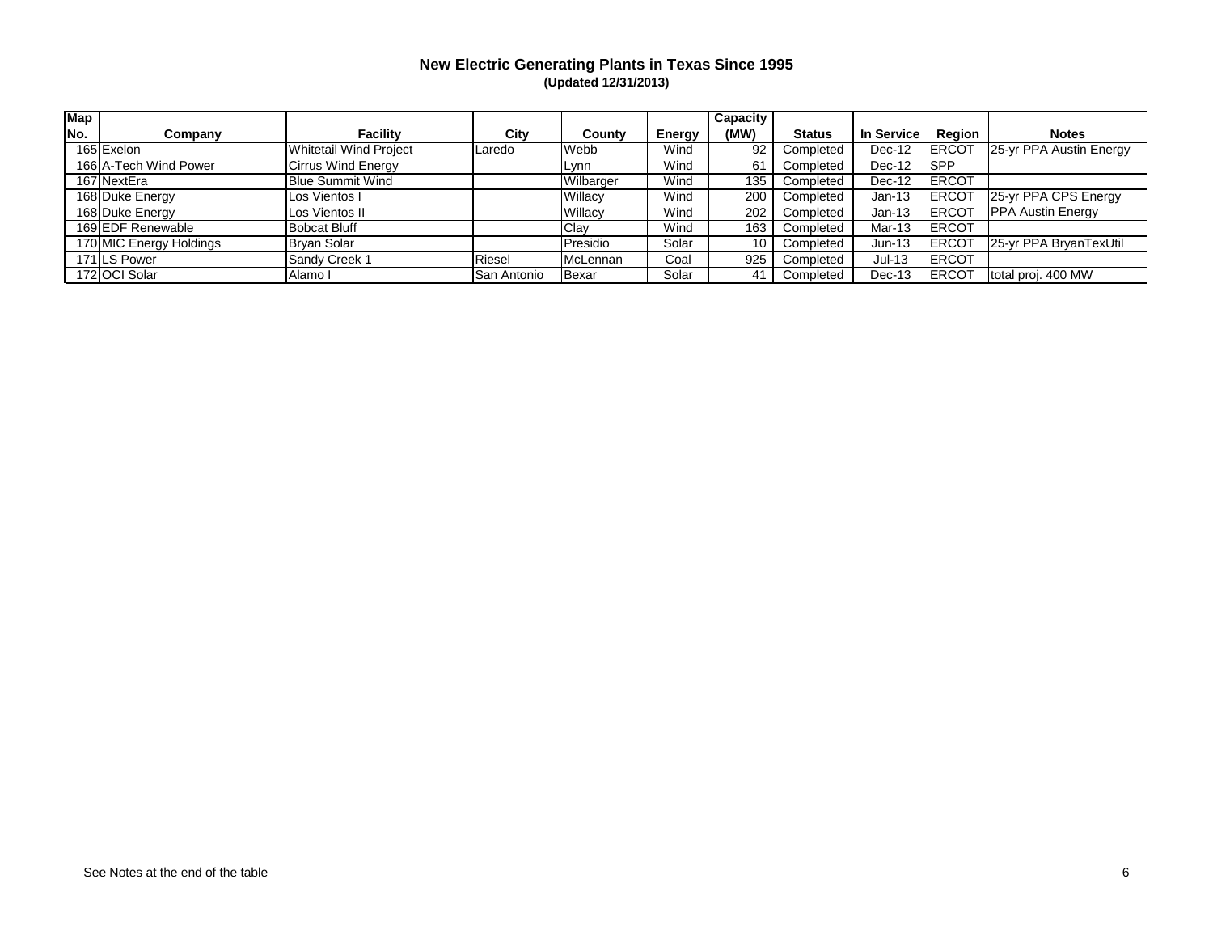# New Electric Generating Plants in Texas Since 1995

**(Updated 12/31/2013)**

| Map No. | Company | Facility | City | County | Energy | Capacity (MW) | Status | In Service | Region | Notes |
|---|---|---|---|---|---|---|---|---|---|---|
| 165 | Exelon | Whitetail Wind Project | Laredo | Webb | Wind | 92 | Completed | Dec-12 | ERCOT | 25-yr PPA Austin Energy |
| 166 | A-Tech Wind Power | Cirrus Wind Energy | | Lynn | Wind | 61 | Completed | Dec-12 | SPP | |
| 167 | NextEra | Blue Summit Wind | | Wilbarger | Wind | 135 | Completed | Dec-12 | ERCOT | |
| 168 | Duke Energy | Los Vientos I | | Willacy | Wind | 200 | Completed | Jan-13 | ERCOT | 25-yr PPA CPS Energy |
| 168 | Duke Energy | Los Vientos II | | Willacy | Wind | 202 | Completed | Jan-13 | ERCOT | PPA Austin Energy |
| 169 | EDF Renewable | Bobcat Bluff | | Clay | Wind | 163 | Completed | Mar-13 | ERCOT | |
| 170 | MIC Energy Holdings | Bryan Solar | | Presidio | Solar | 10 | Completed | Jun-13 | ERCOT | 25-yr PPA BryanTexUtil |
| 171 | LS Power | Sandy Creek 1 | Riesel | McLennan | Coal | 925 | Completed | Jul-13 | ERCOT | |
| 172 | OCI Solar | Alamo I | San Antonio | Bexar | Solar | 41 | Completed | Dec-13 | ERCOT | total proj. 400 MW |

See Notes at the end of the table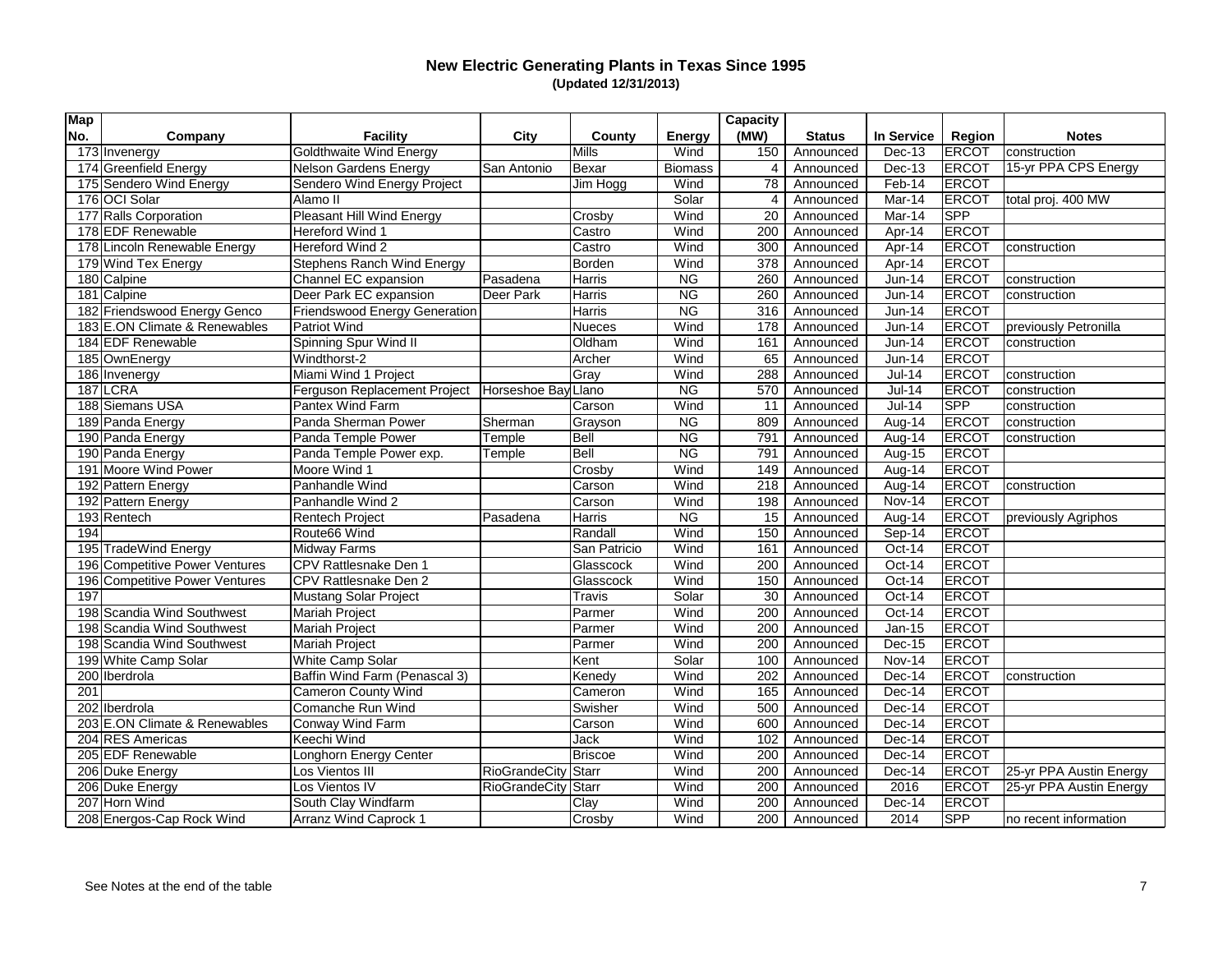# New Electric Generating Plants in Texas Since 1995

**(Updated 12/31/2013)**

| Map No. | Company | Facility | City | County | Energy | Capacity (MW) | Status | In Service | Region | Notes |
|---|---|---|---|---|---|---|---|---|---|---|
| 173 | Invenergy | Goldthwaite Wind Energy | | Mills | Wind | 150 | Announced | Dec-13 | ERCOT | construction |
| 174 | Greenfield Energy | Nelson Gardens Energy | San Antonio | Bexar | Biomass | 4 | Announced | Dec-13 | ERCOT | 15-yr PPA CPS Energy |
| 175 | Sendero Wind Energy | Sendero Wind Energy Project | | Jim Hogg | Wind | 78 | Announced | Feb-14 | ERCOT | |
| 176 | OCI Solar | Alamo II | | | Solar | 4 | Announced | Mar-14 | ERCOT | total proj. 400 MW |
| 177 | Ralls Corporation | Pleasant Hill Wind Energy | | Crosby | Wind | 20 | Announced | Mar-14 | SPP | |
| 178 | EDF Renewable | Hereford Wind 1 | | Castro | Wind | 200 | Announced | Apr-14 | ERCOT | |
| 178 | Lincoln Renewable Energy | Hereford Wind 2 | | Castro | Wind | 300 | Announced | Apr-14 | ERCOT | construction |
| 179 | Wind Tex Energy | Stephens Ranch Wind Energy | | Borden | Wind | 378 | Announced | Apr-14 | ERCOT | |
| 180 | Calpine | Channel EC expansion | Pasadena | Harris | NG | 260 | Announced | Jun-14 | ERCOT | construction |
| 181 | Calpine | Deer Park EC expansion | Deer Park | Harris | NG | 260 | Announced | Jun-14 | ERCOT | construction |
| 182 | Friendswood Energy Genco | Friendswood Energy Generation | | Harris | NG | 316 | Announced | Jun-14 | ERCOT | |
| 183 | E.ON Climate & Renewables | Patriot Wind | | Nueces | Wind | 178 | Announced | Jun-14 | ERCOT | previously Petronilla |
| 184 | EDF Renewable | Spinning Spur Wind II | | Oldham | Wind | 161 | Announced | Jun-14 | ERCOT | construction |
| 185 | OwnEnergy | Windthorst-2 | | Archer | Wind | 65 | Announced | Jun-14 | ERCOT | |
| 186 | Invenergy | Miami Wind 1 Project | | Gray | Wind | 288 | Announced | Jul-14 | ERCOT | construction |
| 187 | LCRA | Ferguson Replacement Project | Horseshoe Bay | Llano | NG | 570 | Announced | Jul-14 | ERCOT | construction |
| 188 | Siemans USA | Pantex Wind Farm | | Carson | Wind | 11 | Announced | Jul-14 | SPP | construction |
| 189 | Panda Energy | Panda Sherman Power | Sherman | Grayson | NG | 809 | Announced | Aug-14 | ERCOT | construction |
| 190 | Panda Energy | Panda Temple Power | Temple | Bell | NG | 791 | Announced | Aug-14 | ERCOT | construction |
| 190 | Panda Energy | Panda Temple Power exp. | Temple | Bell | NG | 791 | Announced | Aug-15 | ERCOT | |
| 191 | Moore Wind Power | Moore Wind 1 | | Crosby | Wind | 149 | Announced | Aug-14 | ERCOT | |
| 192 | Pattern Energy | Panhandle Wind | | Carson | Wind | 218 | Announced | Aug-14 | ERCOT | construction |
| 192 | Pattern Energy | Panhandle Wind 2 | | Carson | Wind | 198 | Announced | Nov-14 | ERCOT | |
| 193 | Rentech | Rentech Project | Pasadena | Harris | NG | 15 | Announced | Aug-14 | ERCOT | previously Agriphos |
| 194 | | Route66 Wind | | Randall | Wind | 150 | Announced | Sep-14 | ERCOT | |
| 195 | TradeWind Energy | Midway Farms | | San Patricio | Wind | 161 | Announced | Oct-14 | ERCOT | |
| 196 | Competitive Power Ventures | CPV Rattlesnake Den 1 | | Glasscock | Wind | 200 | Announced | Oct-14 | ERCOT | |
| 196 | Competitive Power Ventures | CPV Rattlesnake Den 2 | | Glasscock | Wind | 150 | Announced | Oct-14 | ERCOT | |
| 197 | | Mustang Solar Project | | Travis | Solar | 30 | Announced | Oct-14 | ERCOT | |
| 198 | Scandia Wind Southwest | Mariah Project | | Parmer | Wind | 200 | Announced | Oct-14 | ERCOT | |
| 198 | Scandia Wind Southwest | Mariah Project | | Parmer | Wind | 200 | Announced | Jan-15 | ERCOT | |
| 198 | Scandia Wind Southwest | Mariah Project | | Parmer | Wind | 200 | Announced | Dec-15 | ERCOT | |
| 199 | White Camp Solar | White Camp Solar | | Kent | Solar | 100 | Announced | Nov-14 | ERCOT | |
| 200 | Iberdrola | Baffin Wind Farm (Penascal 3) | | Kenedy | Wind | 202 | Announced | Dec-14 | ERCOT | construction |
| 201 | | Cameron County Wind | | Cameron | Wind | 165 | Announced | Dec-14 | ERCOT | |
| 202 | Iberdrola | Comanche Run Wind | | Swisher | Wind | 500 | Announced | Dec-14 | ERCOT | |
| 203 | E.ON Climate & Renewables | Conway Wind Farm | | Carson | Wind | 600 | Announced | Dec-14 | ERCOT | |
| 204 | RES Americas | Keechi Wind | | Jack | Wind | 102 | Announced | Dec-14 | ERCOT | |
| 205 | EDF Renewable | Longhorn Energy Center | | Briscoe | Wind | 200 | Announced | Dec-14 | ERCOT | |
| 206 | Duke Energy | Los Vientos III | RioGrandeCity | Starr | Wind | 200 | Announced | Dec-14 | ERCOT | 25-yr PPA Austin Energy |
| 206 | Duke Energy | Los Vientos IV | RioGrandeCity | Starr | Wind | 200 | Announced | 2016 | ERCOT | 25-yr PPA Austin Energy |
| 207 | Horn Wind | South Clay Windfarm | | Clay | Wind | 200 | Announced | Dec-14 | ERCOT | |
| 208 | Energos-Cap Rock Wind | Arranz Wind Caprock 1 | | Crosby | Wind | 200 | Announced | 2014 | SPP | no recent information |

See Notes at the end of the table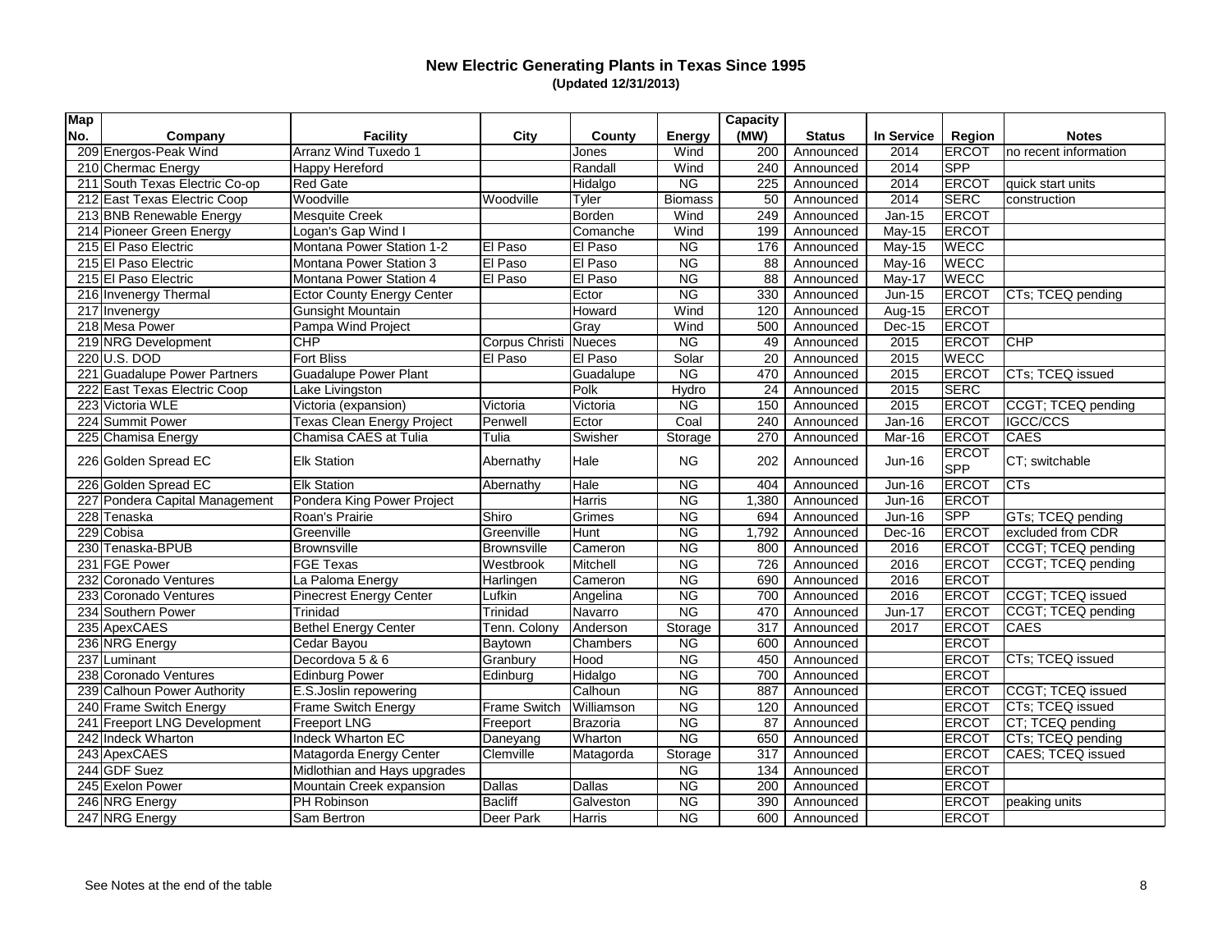# New Electric Generating Plants in Texas Since 1995

**(Updated 12/31/2013)**

| Map No. | Company | Facility | City | County | Energy | Capacity (MW) | Status | In Service | Region | Notes |
|---|---|---|---|---|---|---|---|---|---|---|
| 209 | Energos-Peak Wind | Arranz Wind Tuxedo 1 | | Jones | Wind | 200 | Announced | 2014 | ERCOT | no recent information |
| 210 | Chermac Energy | Happy Hereford | | Randall | Wind | 240 | Announced | 2014 | SPP | |
| 211 | South Texas Electric Co-op | Red Gate | | Hidalgo | NG | 225 | Announced | 2014 | ERCOT | quick start units |
| 212 | East Texas Electric Coop | Woodville | Woodville | Tyler | Biomass | 50 | Announced | 2014 | SERC | construction |
| 213 | BNB Renewable Energy | Mesquite Creek | | Borden | Wind | 249 | Announced | Jan-15 | ERCOT | |
| 214 | Pioneer Green Energy | Logan's Gap Wind I | | Comanche | Wind | 199 | Announced | May-15 | ERCOT | |
| 215 | El Paso Electric | Montana Power Station 1-2 | El Paso | El Paso | NG | 176 | Announced | May-15 | WECC | |
| 215 | El Paso Electric | Montana Power Station 3 | El Paso | El Paso | NG | 88 | Announced | May-16 | WECC | |
| 215 | El Paso Electric | Montana Power Station 4 | El Paso | El Paso | NG | 88 | Announced | May-17 | WECC | |
| 216 | Invenergy Thermal | Ector County Energy Center | | Ector | NG | 330 | Announced | Jun-15 | ERCOT | CTs; TCEQ pending |
| 217 | Invenergy | Gunsight Mountain | | Howard | Wind | 120 | Announced | Aug-15 | ERCOT | |
| 218 | Mesa Power | Pampa Wind Project | | Gray | Wind | 500 | Announced | Dec-15 | ERCOT | |
| 219 | NRG Development | CHP | Corpus Christi | Nueces | NG | 49 | Announced | 2015 | ERCOT | CHP |
| 220 | U.S. DOD | Fort Bliss | El Paso | El Paso | Solar | 20 | Announced | 2015 | WECC | |
| 221 | Guadalupe Power Partners | Guadalupe Power Plant | | Guadalupe | NG | 470 | Announced | 2015 | ERCOT | CTs; TCEQ issued |
| 222 | East Texas Electric Coop | Lake Livingston | | Polk | Hydro | 24 | Announced | 2015 | SERC | |
| 223 | Victoria WLE | Victoria (expansion) | Victoria | Victoria | NG | 150 | Announced | 2015 | ERCOT | CCGT; TCEQ pending |
| 224 | Summit Power | Texas Clean Energy Project | Penwell | Ector | Coal | 240 | Announced | Jan-16 | ERCOT | IGCC/CCS |
| 225 | Chamisa Energy | Chamisa CAES at Tulia | Tulia | Swisher | Storage | 270 | Announced | Mar-16 | ERCOT | CAES |
| 226 | Golden Spread EC | Elk Station | Abernathy | Hale | NG | 202 | Announced | Jun-16 | ERCOT SPP | CT; switchable |
| 226 | Golden Spread EC | Elk Station | Abernathy | Hale | NG | 404 | Announced | Jun-16 | ERCOT | CTs |
| 227 | Pondera Capital Management | Pondera King Power Project | | Harris | NG | 1,380 | Announced | Jun-16 | ERCOT | |
| 228 | Tenaska | Roan's Prairie | Shiro | Grimes | NG | 694 | Announced | Jun-16 | SPP | GTs; TCEQ pending |
| 229 | Cobisa | Greenville | Greenville | Hunt | NG | 1,792 | Announced | Dec-16 | ERCOT | excluded from CDR |
| 230 | Tenaska-BPUB | Brownsville | Brownsville | Cameron | NG | 800 | Announced | 2016 | ERCOT | CCGT; TCEQ pending |
| 231 | FGE Power | FGE Texas | Westbrook | Mitchell | NG | 726 | Announced | 2016 | ERCOT | CCGT; TCEQ pending |
| 232 | Coronado Ventures | La Paloma Energy | Harlingen | Cameron | NG | 690 | Announced | 2016 | ERCOT | |
| 233 | Coronado Ventures | Pinecrest Energy Center | Lufkin | Angelina | NG | 700 | Announced | 2016 | ERCOT | CCGT; TCEQ issued |
| 234 | Southern Power | Trinidad | Trinidad | Navarro | NG | 470 | Announced | Jun-17 | ERCOT | CCGT; TCEQ pending |
| 235 | ApexCAES | Bethel Energy Center | Tenn. Colony | Anderson | Storage | 317 | Announced | 2017 | ERCOT | CAES |
| 236 | NRG Energy | Cedar Bayou | Baytown | Chambers | NG | 600 | Announced | | ERCOT | |
| 237 | Luminant | Decordova 5 & 6 | Granbury | Hood | NG | 450 | Announced | | ERCOT | CTs; TCEQ issued |
| 238 | Coronado Ventures | Edinburg Power | Edinburg | Hidalgo | NG | 700 | Announced | | ERCOT | |
| 239 | Calhoun Power Authority | E.S.Joslin repowering | | Calhoun | NG | 887 | Announced | | ERCOT | CCGT; TCEQ issued |
| 240 | Frame Switch Energy | Frame Switch Energy | Frame Switch | Williamson | NG | 120 | Announced | | ERCOT | CTs; TCEQ issued |
| 241 | Freeport LNG Development | Freeport LNG | Freeport | Brazoria | NG | 87 | Announced | | ERCOT | CT; TCEQ pending |
| 242 | Indeck Wharton | Indeck Wharton EC | Daneyang | Wharton | NG | 650 | Announced | | ERCOT | CTs; TCEQ pending |
| 243 | ApexCAES | Matagorda Energy Center | Clemville | Matagorda | Storage | 317 | Announced | | ERCOT | CAES; TCEQ issued |
| 244 | GDF Suez | Midlothian and Hays upgrades | | | NG | 134 | Announced | | ERCOT | |
| 245 | Exelon Power | Mountain Creek expansion | Dallas | Dallas | NG | 200 | Announced | | ERCOT | |
| 246 | NRG Energy | PH Robinson | Bacliff | Galveston | NG | 390 | Announced | | ERCOT | peaking units |
| 247 | NRG Energy | Sam Bertron | Deer Park | Harris | NG | 600 | Announced | | ERCOT | |

See Notes at the end of the table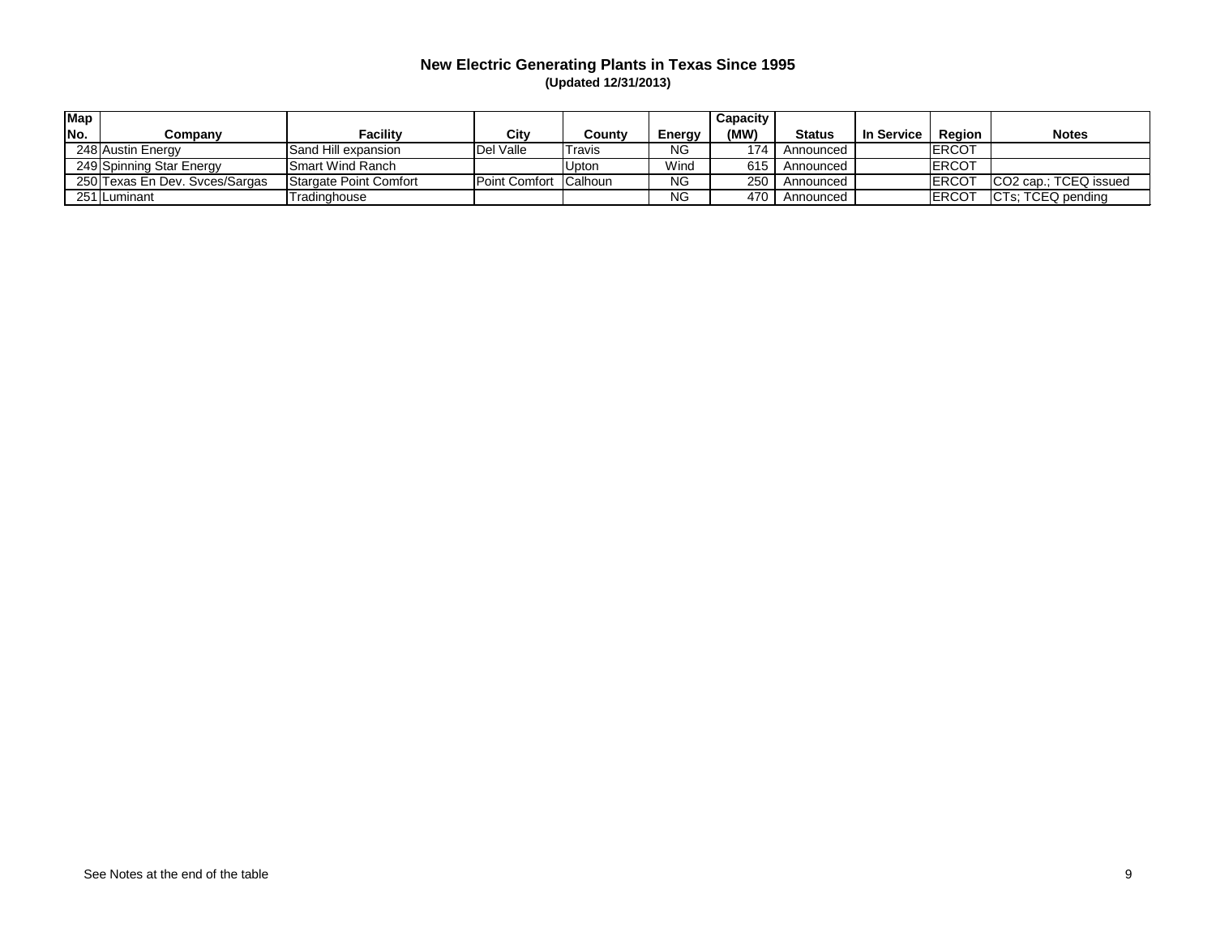## New Electric Generating Plants in Texas Since 1995

**(Updated 12/31/2013)**

| Map No. | Company | Facility | City | County | Energy | Capacity (MW) | Status | In Service | Region | Notes |
|---|---|---|---|---|---|---|---|---|---|---|
| 248 | Austin Energy | Sand Hill expansion | Del Valle | Travis | NG | 174 | Announced | | ERCOT | |
| 249 | Spinning Star Energy | Smart Wind Ranch | | Upton | Wind | 615 | Announced | | ERCOT | |
| 250 | Texas En Dev. Svces/Sargas | Stargate Point Comfort | Point Comfort | Calhoun | NG | 250 | Announced | | ERCOT | $CO_2$ cap.; TCEQ issued |
| 251 | Luminant | Tradinghouse | | | NG | 470 | Announced | | ERCOT | CTs; TCEQ pending |

See Notes at the end of the table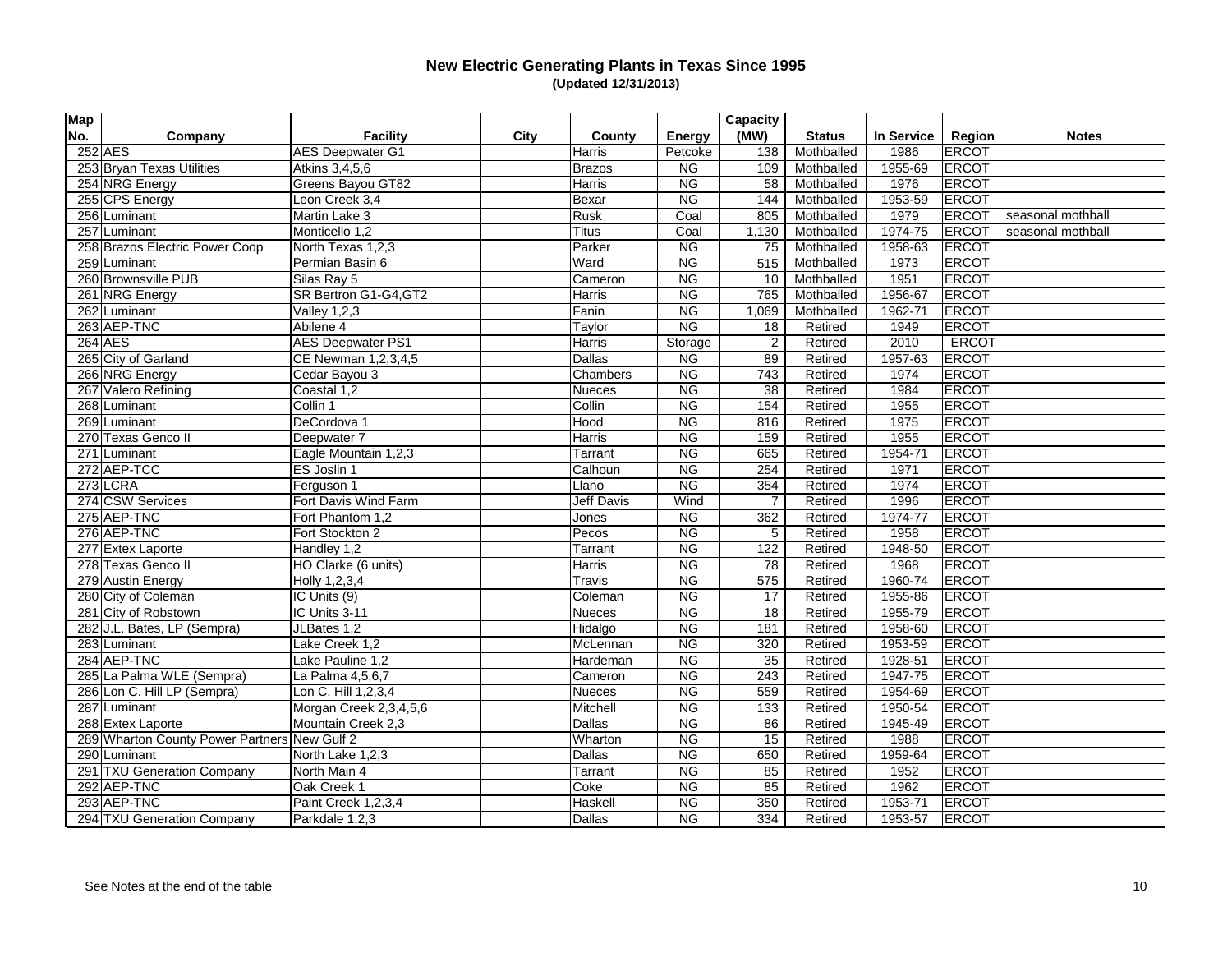# New Electric Generating Plants in Texas Since 1995

**(Updated 12/31/2013)**

| Map No. | Company | Facility | City | County | Energy | Capacity (MW) | Status | In Service | Region | Notes |
|---|---|---|---|---|---|---|---|---|---|---|
| 252 | AES | AES Deepwater G1 | | Harris | Petcoke | 138 | Mothballed | 1986 | ERCOT | |
| 253 | Bryan Texas Utilities | Atkins 3,4,5,6 | | Brazos | NG | 109 | Mothballed | 1955-69 | ERCOT | |
| 254 | NRG Energy | Greens Bayou GT82 | | Harris | NG | 58 | Mothballed | 1976 | ERCOT | |
| 255 | CPS Energy | Leon Creek 3,4 | | Bexar | NG | 144 | Mothballed | 1953-59 | ERCOT | |
| 256 | Luminant | Martin Lake 3 | | Rusk | Coal | 805 | Mothballed | 1979 | ERCOT | seasonal mothball |
| 257 | Luminant | Monticello 1,2 | | Titus | Coal | 1,130 | Mothballed | 1974-75 | ERCOT | seasonal mothball |
| 258 | Brazos Electric Power Coop | North Texas 1,2,3 | | Parker | NG | 75 | Mothballed | 1958-63 | ERCOT | |
| 259 | Luminant | Permian Basin 6 | | Ward | NG | 515 | Mothballed | 1973 | ERCOT | |
| 260 | Brownsville PUB | Silas Ray 5 | | Cameron | NG | 10 | Mothballed | 1951 | ERCOT | |
| 261 | NRG Energy | SR Bertron G1-G4,GT2 | | Harris | NG | 765 | Mothballed | 1956-67 | ERCOT | |
| 262 | Luminant | Valley 1,2,3 | | Fanin | NG | 1,069 | Mothballed | 1962-71 | ERCOT | |
| 263 | AEP-TNC | Abilene 4 | | Taylor | NG | 18 | Retired | 1949 | ERCOT | |
| 264 | AES | AES Deepwater PS1 | | Harris | Storage | 2 | Retired | 2010 | ERCOT | |
| 265 | City of Garland | CE Newman 1,2,3,4,5 | | Dallas | NG | 89 | Retired | 1957-63 | ERCOT | |
| 266 | NRG Energy | Cedar Bayou 3 | | Chambers | NG | 743 | Retired | 1974 | ERCOT | |
| 267 | Valero Refining | Coastal 1,2 | | Nueces | NG | 38 | Retired | 1984 | ERCOT | |
| 268 | Luminant | Collin 1 | | Collin | NG | 154 | Retired | 1955 | ERCOT | |
| 269 | Luminant | DeCordova 1 | | Hood | NG | 816 | Retired | 1975 | ERCOT | |
| 270 | Texas Genco II | Deepwater 7 | | Harris | NG | 159 | Retired | 1955 | ERCOT | |
| 271 | Luminant | Eagle Mountain 1,2,3 | | Tarrant | NG | 665 | Retired | 1954-71 | ERCOT | |
| 272 | AEP-TCC | ES Joslin 1 | | Calhoun | NG | 254 | Retired | 1971 | ERCOT | |
| 273 | LCRA | Ferguson 1 | | Llano | NG | 354 | Retired | 1974 | ERCOT | |
| 274 | CSW Services | Fort Davis Wind Farm | | Jeff Davis | Wind | 7 | Retired | 1996 | ERCOT | |
| 275 | AEP-TNC | Fort Phantom 1,2 | | Jones | NG | 362 | Retired | 1974-77 | ERCOT | |
| 276 | AEP-TNC | Fort Stockton 2 | | Pecos | NG | 5 | Retired | 1958 | ERCOT | |
| 277 | Extex Laporte | Handley 1,2 | | Tarrant | NG | 122 | Retired | 1948-50 | ERCOT | |
| 278 | Texas Genco II | HO Clarke (6 units) | | Harris | NG | 78 | Retired | 1968 | ERCOT | |
| 279 | Austin Energy | Holly 1,2,3,4 | | Travis | NG | 575 | Retired | 1960-74 | ERCOT | |
| 280 | City of Coleman | IC Units (9) | | Coleman | NG | 17 | Retired | 1955-86 | ERCOT | |
| 281 | City of Robstown | IC Units 3-11 | | Nueces | NG | 18 | Retired | 1955-79 | ERCOT | |
| 282 | J.L. Bates, LP (Sempra) | JLBates 1,2 | | Hidalgo | NG | 181 | Retired | 1958-60 | ERCOT | |
| 283 | Luminant | Lake Creek 1,2 | | McLennan | NG | 320 | Retired | 1953-59 | ERCOT | |
| 284 | AEP-TNC | Lake Pauline 1,2 | | Hardeman | NG | 35 | Retired | 1928-51 | ERCOT | |
| 285 | La Palma WLE (Sempra) | La Palma 4,5,6,7 | | Cameron | NG | 243 | Retired | 1947-75 | ERCOT | |
| 286 | Lon C. Hill LP (Sempra) | Lon C. Hill 1,2,3,4 | | Nueces | NG | 559 | Retired | 1954-69 | ERCOT | |
| 287 | Luminant | Morgan Creek 2,3,4,5,6 | | Mitchell | NG | 133 | Retired | 1950-54 | ERCOT | |
| 288 | Extex Laporte | Mountain Creek 2,3 | | Dallas | NG | 86 | Retired | 1945-49 | ERCOT | |
| 289 | Wharton County Power Partners | New Gulf 2 | | Wharton | NG | 15 | Retired | 1988 | ERCOT | |
| 290 | Luminant | North Lake 1,2,3 | | Dallas | NG | 650 | Retired | 1959-64 | ERCOT | |
| 291 | TXU Generation Company | North Main 4 | | Tarrant | NG | 85 | Retired | 1952 | ERCOT | |
| 292 | AEP-TNC | Oak Creek 1 | | Coke | NG | 85 | Retired | 1962 | ERCOT | |
| 293 | AEP-TNC | Paint Creek 1,2,3,4 | | Haskell | NG | 350 | Retired | 1953-71 | ERCOT | |
| 294 | TXU Generation Company | Parkdale 1,2,3 | | Dallas | NG | 334 | Retired | 1953-57 | ERCOT | |

See Notes at the end of the table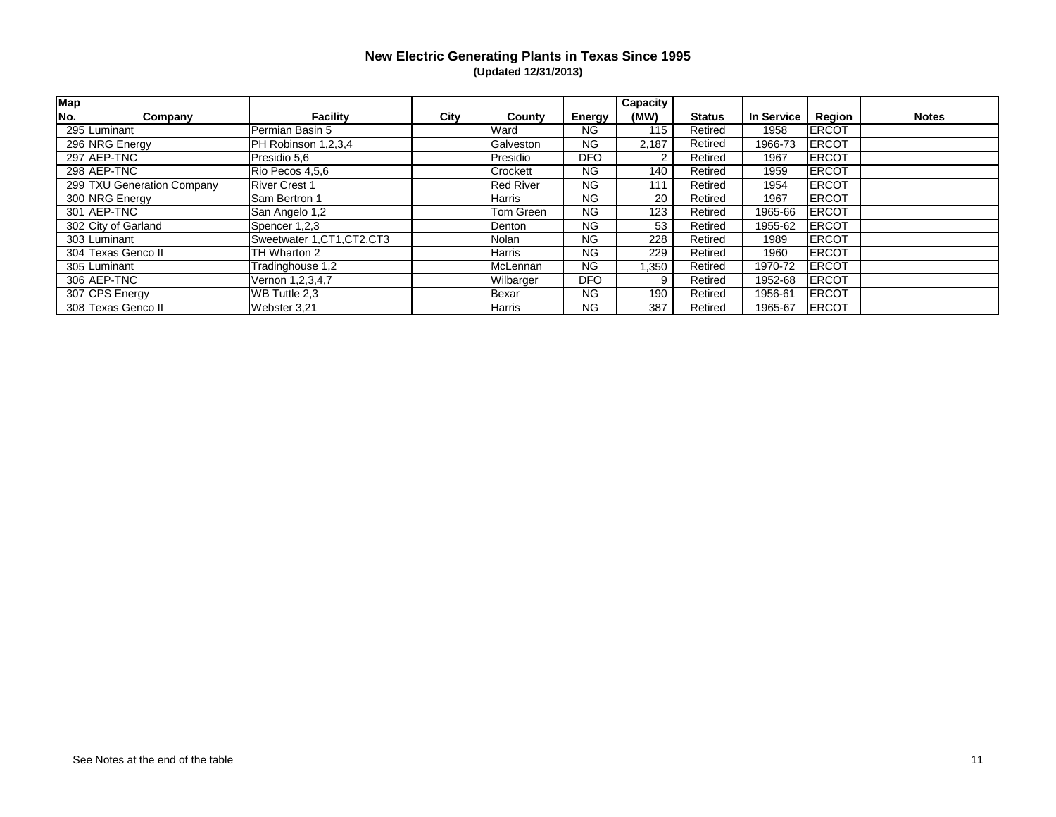# New Electric Generating Plants in Texas Since 1995

**(Updated 12/31/2013)**

| Map No. | Company | Facility | City | County | Energy | Capacity (MW) | Status | In Service | Region | Notes |
|---|---|---|---|---|---|---|---|---|---|---|
| 295 | Luminant | Permian Basin 5 | | Ward | NG | 115 | Retired | 1958 | ERCOT | |
| 296 | NRG Energy | PH Robinson 1,2,3,4 | | Galveston | NG | 2,187 | Retired | 1966-73 | ERCOT | |
| 297 | AEP-TNC | Presidio 5,6 | | Presidio | DFO | 2 | Retired | 1967 | ERCOT | |
| 298 | AEP-TNC | Rio Pecos 4,5,6 | | Crockett | NG | 140 | Retired | 1959 | ERCOT | |
| 299 | TXU Generation Company | River Crest 1 | | Red River | NG | 111 | Retired | 1954 | ERCOT | |
| 300 | NRG Energy | Sam Bertron 1 | | Harris | NG | 20 | Retired | 1967 | ERCOT | |
| 301 | AEP-TNC | San Angelo 1,2 | | Tom Green | NG | 123 | Retired | 1965-66 | ERCOT | |
| 302 | City of Garland | Spencer 1,2,3 | | Denton | NG | 53 | Retired | 1955-62 | ERCOT | |
| 303 | Luminant | Sweetwater 1,CT1,CT2,CT3 | | Nolan | NG | 228 | Retired | 1989 | ERCOT | |
| 304 | Texas Genco II | TH Wharton 2 | | Harris | NG | 229 | Retired | 1960 | ERCOT | |
| 305 | Luminant | Tradinghouse 1,2 | | McLennan | NG | 1,350 | Retired | 1970-72 | ERCOT | |
| 306 | AEP-TNC | Vernon 1,2,3,4,7 | | Wilbarger | DFO | 9 | Retired | 1952-68 | ERCOT | |
| 307 | CPS Energy | WB Tuttle 2,3 | | Bexar | NG | 190 | Retired | 1956-61 | ERCOT | |
| 308 | Texas Genco II | Webster 3,21 | | Harris | NG | 387 | Retired | 1965-67 | ERCOT | |

See Notes at the end of the table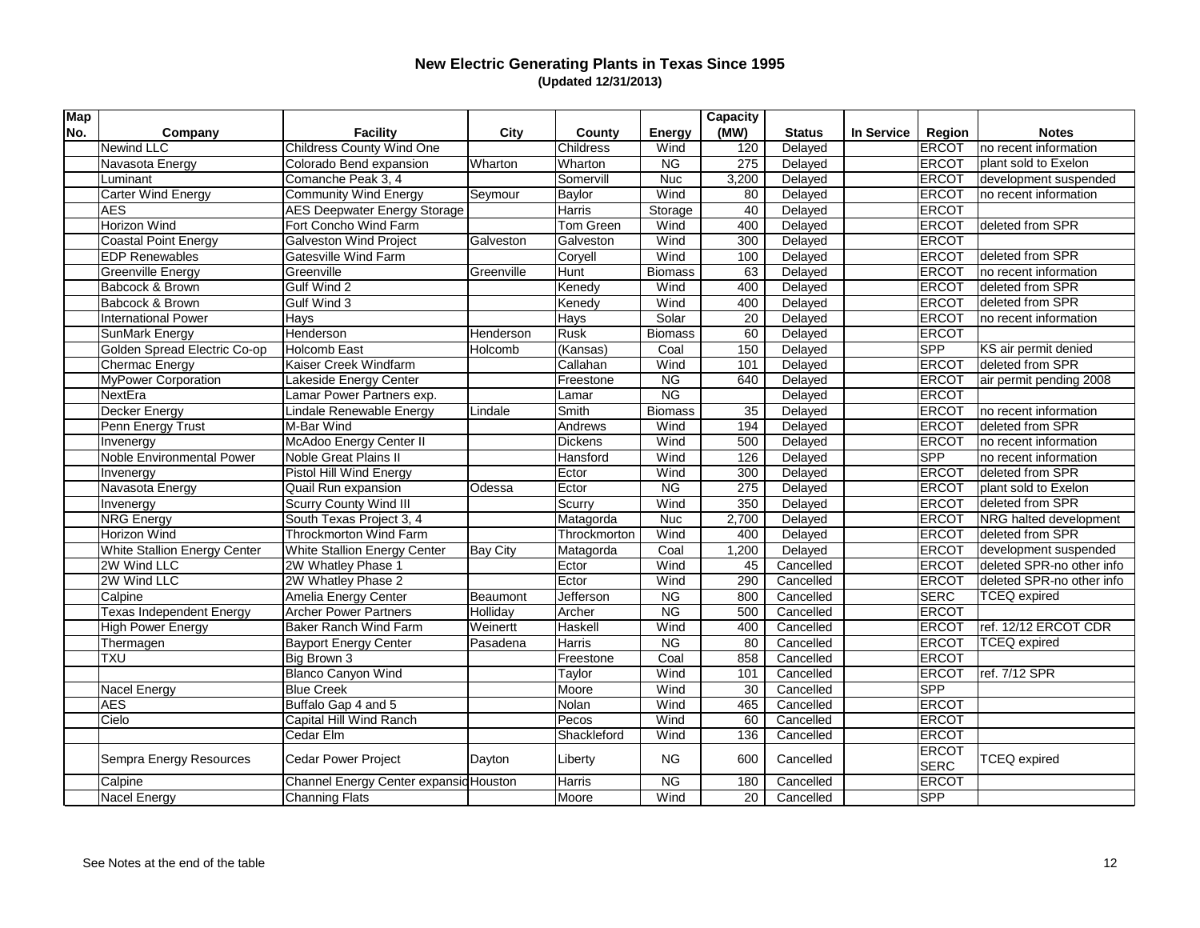# New Electric Generating Plants in Texas Since 1995

**(Updated 12/31/2013)**

| Map No. | Company | Facility | City | County | Energy | Capacity (MW) | Status | In Service | Region | Notes |
|---|---|---|---|---|---|---|---|---|---|---|
| | Newind LLC | Childress County Wind One | | Childress | Wind | 120 | Delayed | | ERCOT | no recent information |
| | Navasota Energy | Colorado Bend expansion | Wharton | Wharton | NG | 275 | Delayed | | ERCOT | plant sold to Exelon |
| | Luminant | Comanche Peak 3, 4 | | Somervill | Nuc | 3,200 | Delayed | | ERCOT | development suspended |
| | Carter Wind Energy | Community Wind Energy | Seymour | Baylor | Wind | 80 | Delayed | | ERCOT | no recent information |
| | AES | AES Deepwater Energy Storage | | Harris | Storage | 40 | Delayed | | ERCOT | |
| | Horizon Wind | Fort Concho Wind Farm | | Tom Green | Wind | 400 | Delayed | | ERCOT | deleted from SPR |
| | Coastal Point Energy | Galveston Wind Project | Galveston | Galveston | Wind | 300 | Delayed | | ERCOT | |
| | EDP Renewables | Gatesville Wind Farm | | Coryell | Wind | 100 | Delayed | | ERCOT | deleted from SPR |
| | Greenville Energy | Greenville | Greenville | Hunt | Biomass | 63 | Delayed | | ERCOT | no recent information |
| | Babcock & Brown | Gulf Wind 2 | | Kenedy | Wind | 400 | Delayed | | ERCOT | deleted from SPR |
| | Babcock & Brown | Gulf Wind 3 | | Kenedy | Wind | 400 | Delayed | | ERCOT | deleted from SPR |
| | International Power | Hays | | Hays | Solar | 20 | Delayed | | ERCOT | no recent information |
| | SunMark Energy | Henderson | Henderson | Rusk | Biomass | 60 | Delayed | | ERCOT | |
| | Golden Spread Electric Co-op | Holcomb East | Holcomb | (Kansas) | Coal | 150 | Delayed | | SPP | KS air permit denied |
| | Chermac Energy | Kaiser Creek Windfarm | | Callahan | Wind | 101 | Delayed | | ERCOT | deleted from SPR |
| | MyPower Corporation | Lakeside Energy Center | | Freestone | NG | 640 | Delayed | | ERCOT | air permit pending 2008 |
| | NextEra | Lamar Power Partners exp. | | Lamar | NG | | Delayed | | ERCOT | |
| | Decker Energy | Lindale Renewable Energy | Lindale | Smith | Biomass | 35 | Delayed | | ERCOT | no recent information |
| | Penn Energy Trust | M-Bar Wind | | Andrews | Wind | 194 | Delayed | | ERCOT | deleted from SPR |
| | Invenergy | McAdoo Energy Center II | | Dickens | Wind | 500 | Delayed | | ERCOT | no recent information |
| | Noble Environmental Power | Noble Great Plains II | | Hansford | Wind | 126 | Delayed | | SPP | no recent information |
| | Invenergy | Pistol Hill Wind Energy | | Ector | Wind | 300 | Delayed | | ERCOT | deleted from SPR |
| | Navasota Energy | Quail Run expansion | Odessa | Ector | NG | 275 | Delayed | | ERCOT | plant sold to Exelon |
| | Invenergy | Scurry County Wind III | | Scurry | Wind | 350 | Delayed | | ERCOT | deleted from SPR |
| | NRG Energy | South Texas Project 3, 4 | | Matagorda | Nuc | 2,700 | Delayed | | ERCOT | NRG halted development |
| | Horizon Wind | Throckmorton Wind Farm | | Throckmorton | Wind | 400 | Delayed | | ERCOT | deleted from SPR |
| | White Stallion Energy Center | White Stallion Energy Center | Bay City | Matagorda | Coal | 1,200 | Delayed | | ERCOT | development suspended |
| | 2W Wind LLC | 2W Whatley Phase 1 | | Ector | Wind | 45 | Cancelled | | ERCOT | deleted SPR-no other info |
| | 2W Wind LLC | 2W Whatley Phase 2 | | Ector | Wind | 290 | Cancelled | | ERCOT | deleted SPR-no other info |
| | Calpine | Amelia Energy Center | Beaumont | Jefferson | NG | 800 | Cancelled | | SERC | TCEQ expired |
| | Texas Independent Energy | Archer Power Partners | Holliday | Archer | NG | 500 | Cancelled | | ERCOT | |
| | High Power Energy | Baker Ranch Wind Farm | Weinertt | Haskell | Wind | 400 | Cancelled | | ERCOT | ref. 12/12 ERCOT CDR |
| | Thermagen | Bayport Energy Center | Pasadena | Harris | NG | 80 | Cancelled | | ERCOT | TCEQ expired |
| | TXU | Big Brown 3 | | Freestone | Coal | 858 | Cancelled | | ERCOT | |
| | | Blanco Canyon Wind | | Taylor | Wind | 101 | Cancelled | | ERCOT | ref. 7/12 SPR |
| | Nacel Energy | Blue Creek | | Moore | Wind | 30 | Cancelled | | SPP | |
| | AES | Buffalo Gap 4 and 5 | | Nolan | Wind | 465 | Cancelled | | ERCOT | |
| | Cielo | Capital Hill Wind Ranch | | Pecos | Wind | 60 | Cancelled | | ERCOT | |
| | | Cedar Elm | | Shackleford | Wind | 136 | Cancelled | | ERCOT | |
| | Sempra Energy Resources | Cedar Power Project | Dayton | Liberty | NG | 600 | Cancelled | | ERCOT SERC | TCEQ expired |
| | Calpine | Channel Energy Center expansio | Houston | Harris | NG | 180 | Cancelled | | ERCOT | |
| | Nacel Energy | Channing Flats | | Moore | Wind | 20 | Cancelled | | SPP | |

See Notes at the end of the table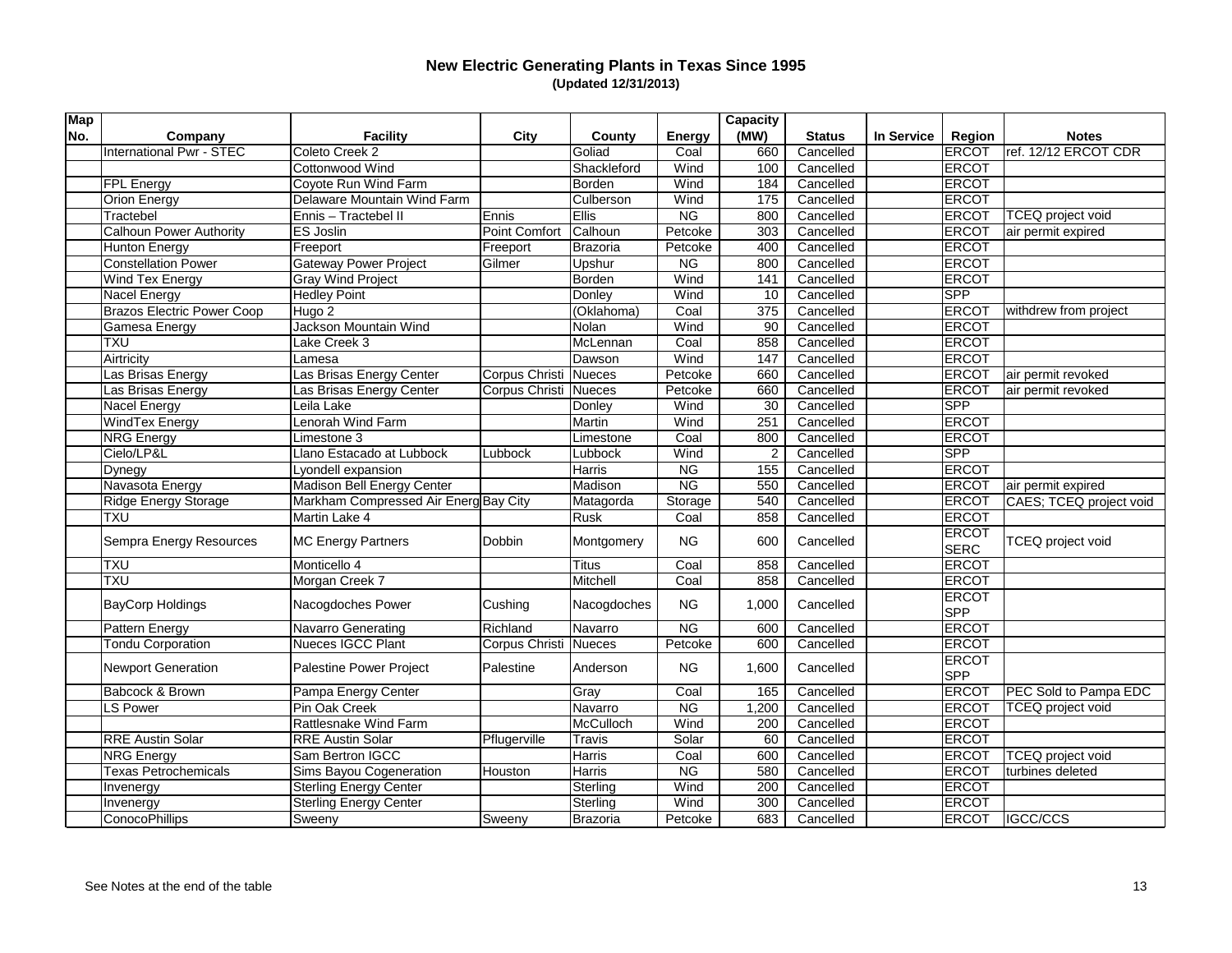# New Electric Generating Plants in Texas Since 1995

**(Updated 12/31/2013)**

| Map No. | Company | Facility | City | County | Energy | Capacity (MW) | Status | In Service | Region | Notes |
|---|---|---|---|---|---|---|---|---|---|---|
| | International Pwr - STEC | Coleto Creek 2 | | Goliad | Coal | 660 | Cancelled | | ERCOT | ref. 12/12 ERCOT CDR |
| | | Cottonwood Wind | | Shackleford | Wind | 100 | Cancelled | | ERCOT | |
| | FPL Energy | Coyote Run Wind Farm | | Borden | Wind | 184 | Cancelled | | ERCOT | |
| | Orion Energy | Delaware Mountain Wind Farm | | Culberson | Wind | 175 | Cancelled | | ERCOT | |
| | Tractebel | Ennis – Tractebel II | Ennis | Ellis | NG | 800 | Cancelled | | ERCOT | TCEQ project void |
| | Calhoun Power Authority | ES Joslin | Point Comfort | Calhoun | Petcoke | 303 | Cancelled | | ERCOT | air permit expired |
| | Hunton Energy | Freeport | Freeport | Brazoria | Petcoke | 400 | Cancelled | | ERCOT | |
| | Constellation Power | Gateway Power Project | Gilmer | Upshur | NG | 800 | Cancelled | | ERCOT | |
| | Wind Tex Energy | Gray Wind Project | | Borden | Wind | 141 | Cancelled | | ERCOT | |
| | Nacel Energy | Hedley Point | | Donley | Wind | 10 | Cancelled | | SPP | |
| | Brazos Electric Power Coop | Hugo 2 | | (Oklahoma) | Coal | 375 | Cancelled | | ERCOT | withdrew from project |
| | Gamesa Energy | Jackson Mountain Wind | | Nolan | Wind | 90 | Cancelled | | ERCOT | |
| | TXU | Lake Creek 3 | | McLennan | Coal | 858 | Cancelled | | ERCOT | |
| | Airtricity | Lamesa | | Dawson | Wind | 147 | Cancelled | | ERCOT | |
| | Las Brisas Energy | Las Brisas Energy Center | Corpus Christi | Nueces | Petcoke | 660 | Cancelled | | ERCOT | air permit revoked |
| | Las Brisas Energy | Las Brisas Energy Center | Corpus Christi | Nueces | Petcoke | 660 | Cancelled | | ERCOT | air permit revoked |
| | Nacel Energy | Leila Lake | | Donley | Wind | 30 | Cancelled | | SPP | |
| | WindTex Energy | Lenorah Wind Farm | | Martin | Wind | 251 | Cancelled | | ERCOT | |
| | NRG Energy | Limestone 3 | | Limestone | Coal | 800 | Cancelled | | ERCOT | |
| | Cielo/LP&L | Llano Estacado at Lubbock | Lubbock | Lubbock | Wind | 2 | Cancelled | | SPP | |
| | Dynegy | Lyondell expansion | | Harris | NG | 155 | Cancelled | | ERCOT | |
| | Navasota Energy | Madison Bell Energy Center | | Madison | NG | 550 | Cancelled | | ERCOT | air permit expired |
| | Ridge Energy Storage | Markham Compressed Air Energ | Bay City | Matagorda | Storage | 540 | Cancelled | | ERCOT | CAES; TCEQ project void |
| | TXU | Martin Lake 4 | | Rusk | Coal | 858 | Cancelled | | ERCOT | |
| | Sempra Energy Resources | MC Energy Partners | Dobbin | Montgomery | NG | 600 | Cancelled | | ERCOT SERC | TCEQ project void |
| | TXU | Monticello 4 | | Titus | Coal | 858 | Cancelled | | ERCOT | |
| | TXU | Morgan Creek 7 | | Mitchell | Coal | 858 | Cancelled | | ERCOT | |
| | BayCorp Holdings | Nacogdoches Power | Cushing | Nacogdoches | NG | 1,000 | Cancelled | | ERCOT SPP | |
| | Pattern Energy | Navarro Generating | Richland | Navarro | NG | 600 | Cancelled | | ERCOT | |
| | Tondu Corporation | Nueces IGCC Plant | Corpus Christi | Nueces | Petcoke | 600 | Cancelled | | ERCOT | |
| | Newport Generation | Palestine Power Project | Palestine | Anderson | NG | 1,600 | Cancelled | | ERCOT SPP | |
| | Babcock & Brown | Pampa Energy Center | | Gray | Coal | 165 | Cancelled | | ERCOT | PEC Sold to Pampa EDC |
| | LS Power | Pin Oak Creek | | Navarro | NG | 1,200 | Cancelled | | ERCOT | TCEQ project void |
| | | Rattlesnake Wind Farm | | McCulloch | Wind | 200 | Cancelled | | ERCOT | |
| | RRE Austin Solar | RRE Austin Solar | Pflugerville | Travis | Solar | 60 | Cancelled | | ERCOT | |
| | NRG Energy | Sam Bertron IGCC | | Harris | Coal | 600 | Cancelled | | ERCOT | TCEQ project void |
| | Texas Petrochemicals | Sims Bayou Cogeneration | Houston | Harris | NG | 580 | Cancelled | | ERCOT | turbines deleted |
| | Invenergy | Sterling Energy Center | | Sterling | Wind | 200 | Cancelled | | ERCOT | |
| | Invenergy | Sterling Energy Center | | Sterling | Wind | 300 | Cancelled | | ERCOT | |
| | ConocoPhillips | Sweeny | Sweeny | Brazoria | Petcoke | 683 | Cancelled | | ERCOT | IGCC/CCS |

See Notes at the end of the table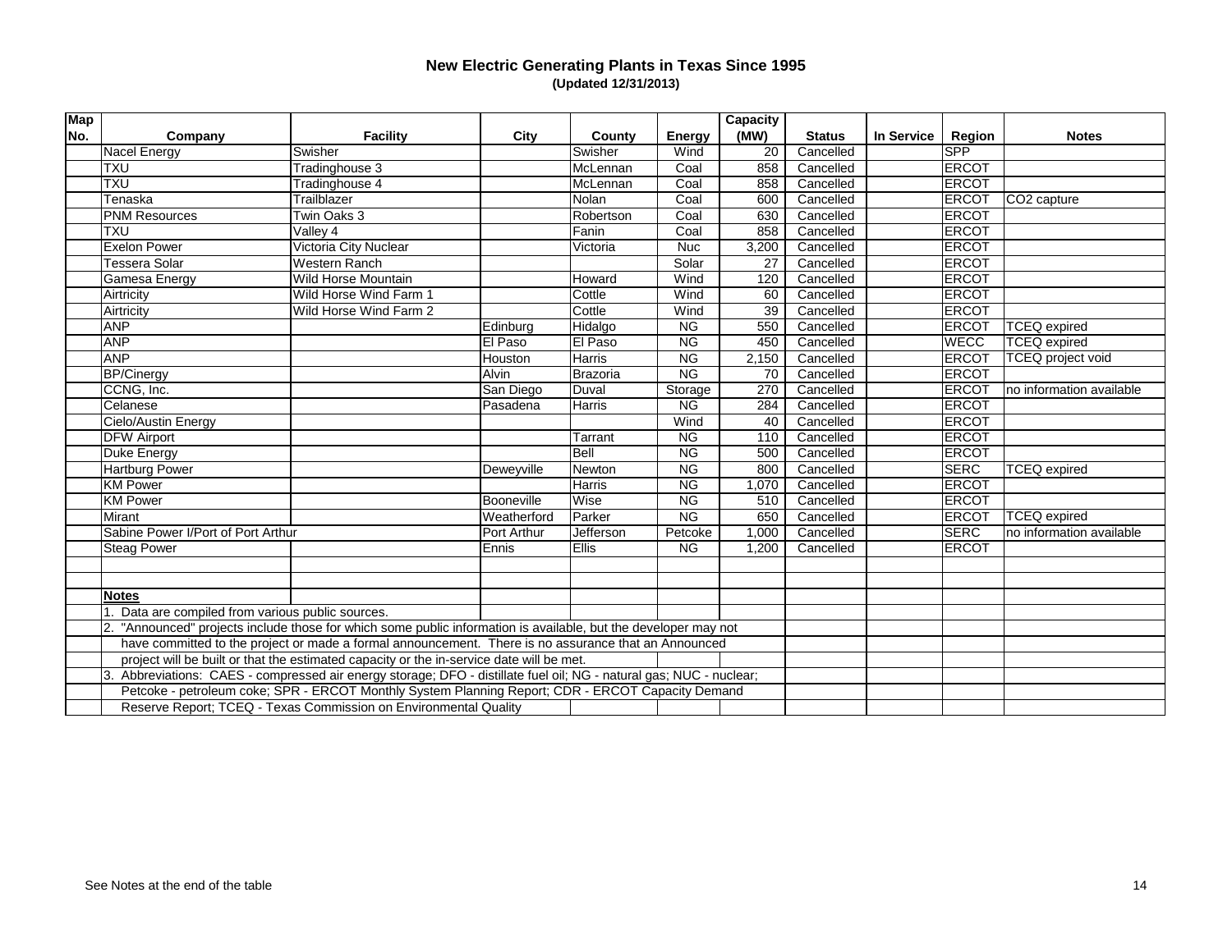## New Electric Generating Plants in Texas Since 1995

**(Updated 12/31/2013)**

| Map No. | Company | Facility | City | County | Energy | Capacity (MW) | Status | In Service | Region | Notes |
|---|---|---|---|---|---|---|---|---|---|---|
| | Nacel Energy | Swisher | | Swisher | Wind | 20 | Cancelled | | SPP | |
| | TXU | Tradinghouse 3 | | McLennan | Coal | 858 | Cancelled | | ERCOT | |
| | TXU | Tradinghouse 4 | | McLennan | Coal | 858 | Cancelled | | ERCOT | |
| | Tenaska | Trailblazer | | Nolan | Coal | 600 | Cancelled | | ERCOT | $CO_2$ capture |
| | PNM Resources | Twin Oaks 3 | | Robertson | Coal | 630 | Cancelled | | ERCOT | |
| | TXU | Valley 4 | | Fanin | Coal | 858 | Cancelled | | ERCOT | |
| | Exelon Power | Victoria City Nuclear | | Victoria | Nuc | 3,200 | Cancelled | | ERCOT | |
| | Tessera Solar | Western Ranch | | | Solar | 27 | Cancelled | | ERCOT | |
| | Gamesa Energy | Wild Horse Mountain | | Howard | Wind | 120 | Cancelled | | ERCOT | |
| | Airtricity | Wild Horse Wind Farm 1 | | Cottle | Wind | 60 | Cancelled | | ERCOT | |
| | Airtricity | Wild Horse Wind Farm 2 | | Cottle | Wind | 39 | Cancelled | | ERCOT | |
| | ANP | | Edinburg | Hidalgo | NG | 550 | Cancelled | | ERCOT | TCEQ expired |
| | ANP | | El Paso | El Paso | NG | 450 | Cancelled | | WECC | TCEQ expired |
| | ANP | | Houston | Harris | NG | 2,150 | Cancelled | | ERCOT | TCEQ project void |
| | BP/Cinergy | | Alvin | Brazoria | NG | 70 | Cancelled | | ERCOT | |
| | CCNG, Inc. | | San Diego | Duval | Storage | 270 | Cancelled | | ERCOT | no information available |
| | Celanese | | Pasadena | Harris | NG | 284 | Cancelled | | ERCOT | |
| | Cielo/Austin Energy | | | | Wind | 40 | Cancelled | | ERCOT | |
| | DFW Airport | | | Tarrant | NG | 110 | Cancelled | | ERCOT | |
| | Duke Energy | | | Bell | NG | 500 | Cancelled | | ERCOT | |
| | Hartburg Power | | Deweyville | Newton | NG | 800 | Cancelled | | SERC | TCEQ expired |
| | KM Power | | | Harris | NG | 1,070 | Cancelled | | ERCOT | |
| | KM Power | | Booneville | Wise | NG | 510 | Cancelled | | ERCOT | |
| | Mirant | | Weatherford | Parker | NG | 650 | Cancelled | | ERCOT | TCEQ expired |
| | Sabine Power I/Port of Port Arthur | | Port Arthur | Jefferson | Petcoke | 1,000 | Cancelled | | SERC | no information available |
| | Steag Power | | Ennis | Ellis | NG | 1,200 | Cancelled | | ERCOT | |

**Notes**

1. Data are compiled from various public sources.
2. "Announced" projects include those for which some public information is available, but the developer may not have committed to the project or made a formal announcement. There is no assurance that an Announced project will be built or that the estimated capacity or the in-service date will be met.
3. Abbreviations: CAES - compressed air energy storage; DFO - distillate fuel oil; NG - natural gas; NUC - nuclear; Petcoke - petroleum coke; SPR - ERCOT Monthly System Planning Report; CDR - ERCOT Capacity Demand Reserve Report; TCEQ - Texas Commission on Environmental Quality

See Notes at the end of the table